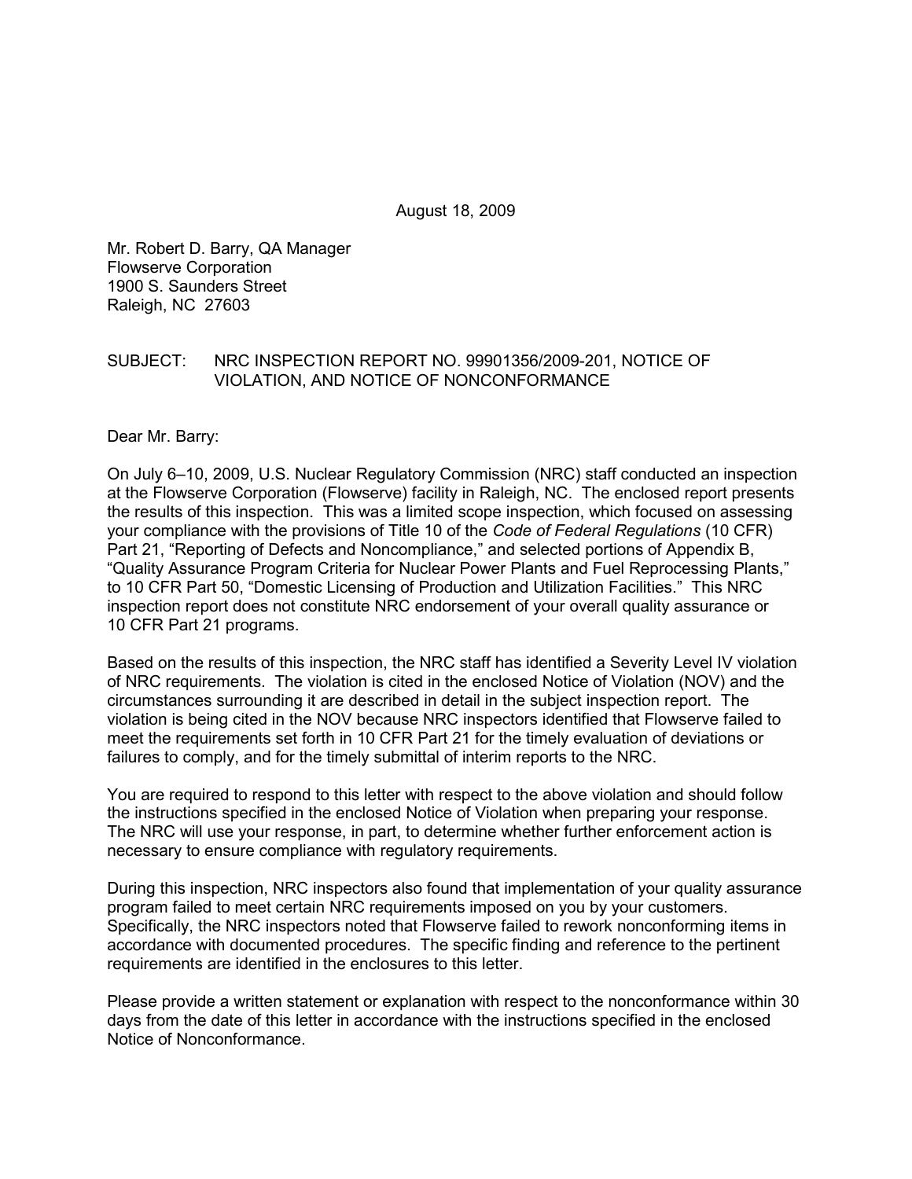August 18, 2009

Mr. Robert D. Barry, QA Manager
Flowserve Corporation
1900 S. Saunders Street
Raleigh, NC 27603

SUBJECT: NRC INSPECTION REPORT NO. 99901356/2009-201, NOTICE OF VIOLATION, AND NOTICE OF NONCONFORMANCE

Dear Mr. Barry:

On July 6–10, 2009, U.S. Nuclear Regulatory Commission (NRC) staff conducted an inspection at the Flowserve Corporation (Flowserve) facility in Raleigh, NC. The enclosed report presents the results of this inspection. This was a limited scope inspection, which focused on assessing your compliance with the provisions of Title 10 of the *Code of Federal Regulations* (10 CFR) Part 21, "Reporting of Defects and Noncompliance," and selected portions of Appendix B, "Quality Assurance Program Criteria for Nuclear Power Plants and Fuel Reprocessing Plants," to 10 CFR Part 50, "Domestic Licensing of Production and Utilization Facilities." This NRC inspection report does not constitute NRC endorsement of your overall quality assurance or 10 CFR Part 21 programs.

Based on the results of this inspection, the NRC staff has identified a Severity Level IV violation of NRC requirements. The violation is cited in the enclosed Notice of Violation (NOV) and the circumstances surrounding it are described in detail in the subject inspection report. The violation is being cited in the NOV because NRC inspectors identified that Flowserve failed to meet the requirements set forth in 10 CFR Part 21 for the timely evaluation of deviations or failures to comply, and for the timely submittal of interim reports to the NRC.

You are required to respond to this letter with respect to the above violation and should follow the instructions specified in the enclosed Notice of Violation when preparing your response. The NRC will use your response, in part, to determine whether further enforcement action is necessary to ensure compliance with regulatory requirements.

During this inspection, NRC inspectors also found that implementation of your quality assurance program failed to meet certain NRC requirements imposed on you by your customers. Specifically, the NRC inspectors noted that Flowserve failed to rework nonconforming items in accordance with documented procedures. The specific finding and reference to the pertinent requirements are identified in the enclosures to this letter.

Please provide a written statement or explanation with respect to the nonconformance within 30 days from the date of this letter in accordance with the instructions specified in the enclosed Notice of Nonconformance.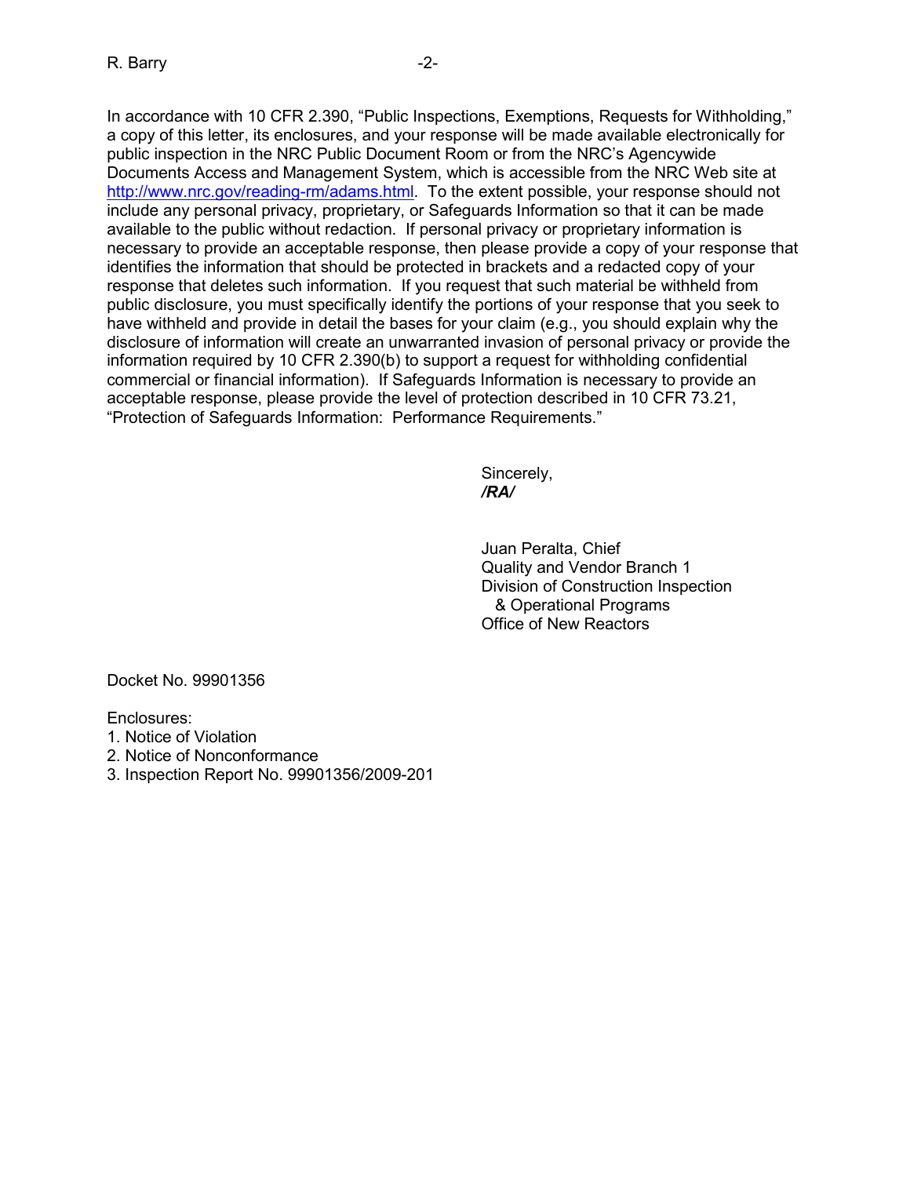In accordance with 10 CFR 2.390, "Public Inspections, Exemptions, Requests for Withholding," a copy of this letter, its enclosures, and your response will be made available electronically for public inspection in the NRC Public Document Room or from the NRC's Agencywide Documents Access and Management System, which is accessible from the NRC Web site at http://www.nrc.gov/reading-rm/adams.html. To the extent possible, your response should not include any personal privacy, proprietary, or Safeguards Information so that it can be made available to the public without redaction. If personal privacy or proprietary information is necessary to provide an acceptable response, then please provide a copy of your response that identifies the information that should be protected in brackets and a redacted copy of your response that deletes such information. If you request that such material be withheld from public disclosure, you must specifically identify the portions of your response that you seek to have withheld and provide in detail the bases for your claim (e.g., you should explain why the disclosure of information will create an unwarranted invasion of personal privacy or provide the information required by 10 CFR 2.390(b) to support a request for withholding confidential commercial or financial information). If Safeguards Information is necessary to provide an acceptable response, please provide the level of protection described in 10 CFR 73.21, "Protection of Safeguards Information: Performance Requirements."

Sincerely,
***/RA/***

Juan Peralta, Chief
Quality and Vendor Branch 1
Division of Construction Inspection
& Operational Programs
Office of New Reactors

Docket No. 99901356

Enclosures:
1. Notice of Violation
2. Notice of Nonconformance
3. Inspection Report No. 99901356/2009-201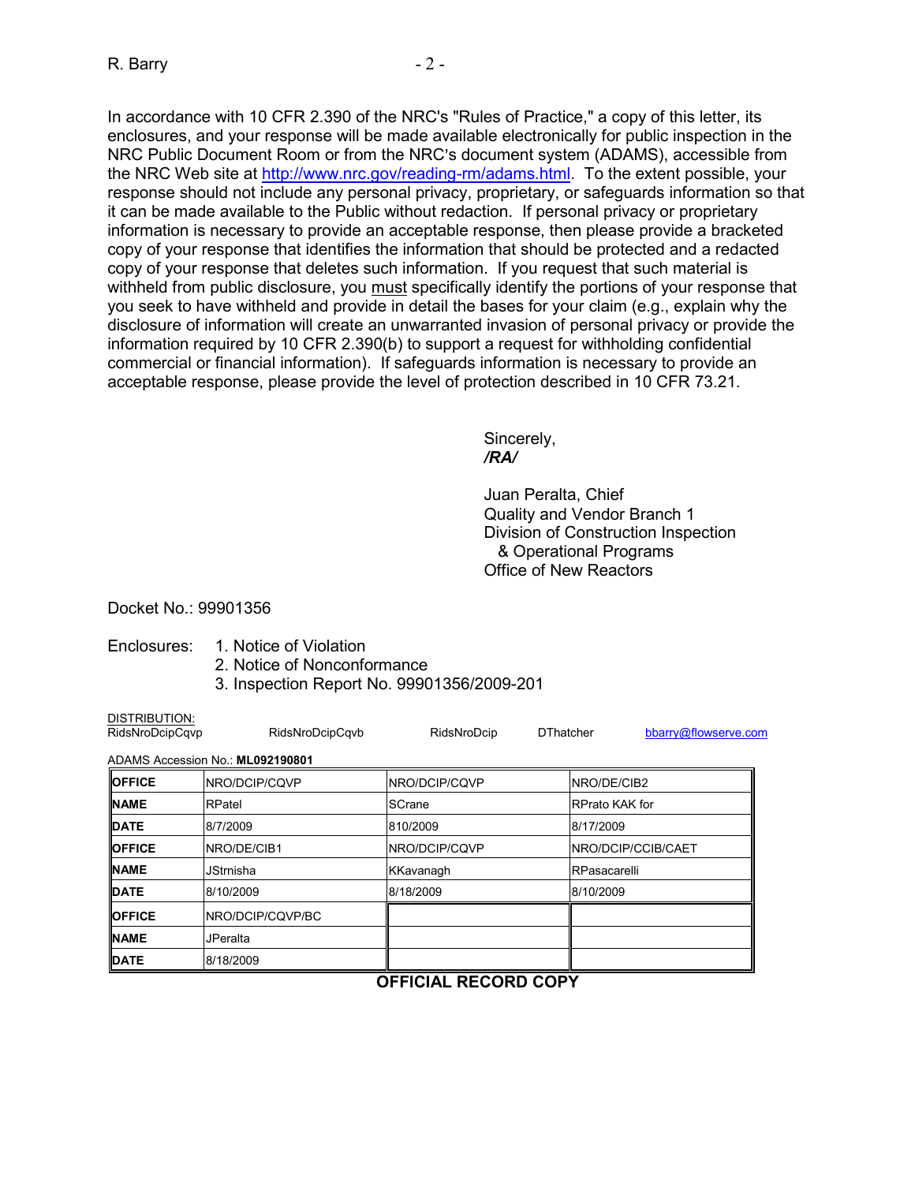In accordance with 10 CFR 2.390 of the NRC's "Rules of Practice," a copy of this letter, its enclosures, and your response will be made available electronically for public inspection in the NRC Public Document Room or from the NRC's document system (ADAMS), accessible from the NRC Web site at http://www.nrc.gov/reading-rm/adams.html. To the extent possible, your response should not include any personal privacy, proprietary, or safeguards information so that it can be made available to the Public without redaction. If personal privacy or proprietary information is necessary to provide an acceptable response, then please provide a bracketed copy of your response that identifies the information that should be protected and a redacted copy of your response that deletes such information. If you request that such material is withheld from public disclosure, you must specifically identify the portions of your response that you seek to have withheld and provide in detail the bases for your claim (e.g., explain why the disclosure of information will create an unwarranted invasion of personal privacy or provide the information required by 10 CFR 2.390(b) to support a request for withholding confidential commercial or financial information). If safeguards information is necessary to provide an acceptable response, please provide the level of protection described in 10 CFR 73.21.

Sincerely,
***/RA/***

Juan Peralta, Chief
Quality and Vendor Branch 1
Division of Construction Inspection
& Operational Programs
Office of New Reactors

Docket No.: 99901356

Enclosures:
1. Notice of Violation
2. Notice of Nonconformance
3. Inspection Report No. 99901356/2009-201

DISTRIBUTION:
RidsNroDcipCqvp RidsNroDcipCqvb RidsNroDcip DThatcher bbarry@flowserve.com

ADAMS Accession No.: **ML092190801**

| **OFFICE** | NRO/DCIP/CQVP | NRO/DCIP/CQVP | NRO/DE/CIB2 |
|---|---|---|---|
| **NAME** | RPatel | SCrane | RPrato KAK for |
| **DATE** | 8/7/2009 | 810/2009 | 8/17/2009 |
| **OFFICE** | NRO/DE/CIB1 | NRO/DCIP/CQVP | NRO/DCIP/CCIB/CAET |
| **NAME** | JStrnisha | KKavanagh | RPasacarelli |
| **DATE** | 8/10/2009 | 8/18/2009 | 8/10/2009 |
| **OFFICE** | NRO/DCIP/CQVP/BC | | |
| **NAME** | JPeralta | | |
| **DATE** | 8/18/2009 | | |

**OFFICIAL RECORD COPY**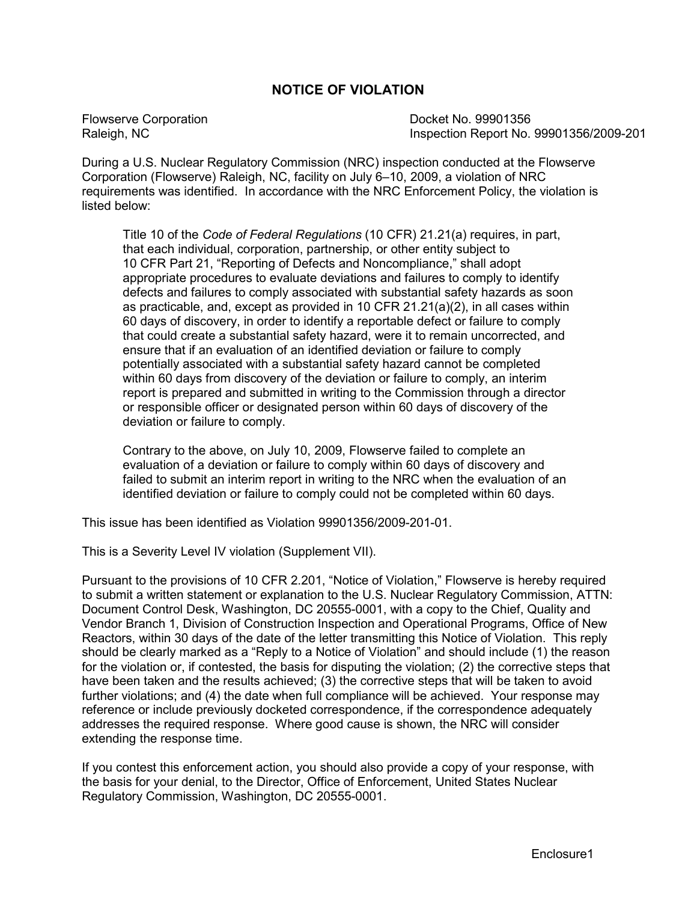# NOTICE OF VIOLATION

Flowserve Corporation
Raleigh, NC

Docket No. 99901356
Inspection Report No. 99901356/2009-201

During a U.S. Nuclear Regulatory Commission (NRC) inspection conducted at the Flowserve Corporation (Flowserve) Raleigh, NC, facility on July 6–10, 2009, a violation of NRC requirements was identified. In accordance with the NRC Enforcement Policy, the violation is listed below:

> Title 10 of the *Code of Federal Regulations* (10 CFR) 21.21(a) requires, in part, that each individual, corporation, partnership, or other entity subject to 10 CFR Part 21, "Reporting of Defects and Noncompliance," shall adopt appropriate procedures to evaluate deviations and failures to comply to identify defects and failures to comply associated with substantial safety hazards as soon as practicable, and, except as provided in 10 CFR 21.21(a)(2), in all cases within 60 days of discovery, in order to identify a reportable defect or failure to comply that could create a substantial safety hazard, were it to remain uncorrected, and ensure that if an evaluation of an identified deviation or failure to comply potentially associated with a substantial safety hazard cannot be completed within 60 days from discovery of the deviation or failure to comply, an interim report is prepared and submitted in writing to the Commission through a director or responsible officer or designated person within 60 days of discovery of the deviation or failure to comply.
>
> Contrary to the above, on July 10, 2009, Flowserve failed to complete an evaluation of a deviation or failure to comply within 60 days of discovery and failed to submit an interim report in writing to the NRC when the evaluation of an identified deviation or failure to comply could not be completed within 60 days.

This issue has been identified as Violation 99901356/2009-201-01.

This is a Severity Level IV violation (Supplement VII).

Pursuant to the provisions of 10 CFR 2.201, "Notice of Violation," Flowserve is hereby required to submit a written statement or explanation to the U.S. Nuclear Regulatory Commission, ATTN: Document Control Desk, Washington, DC 20555-0001, with a copy to the Chief, Quality and Vendor Branch 1, Division of Construction Inspection and Operational Programs, Office of New Reactors, within 30 days of the date of the letter transmitting this Notice of Violation. This reply should be clearly marked as a "Reply to a Notice of Violation" and should include (1) the reason for the violation or, if contested, the basis for disputing the violation; (2) the corrective steps that have been taken and the results achieved; (3) the corrective steps that will be taken to avoid further violations; and (4) the date when full compliance will be achieved. Your response may reference or include previously docketed correspondence, if the correspondence adequately addresses the required response. Where good cause is shown, the NRC will consider extending the response time.

If you contest this enforcement action, you should also provide a copy of your response, with the basis for your denial, to the Director, Office of Enforcement, United States Nuclear Regulatory Commission, Washington, DC 20555-0001.

Enclosure1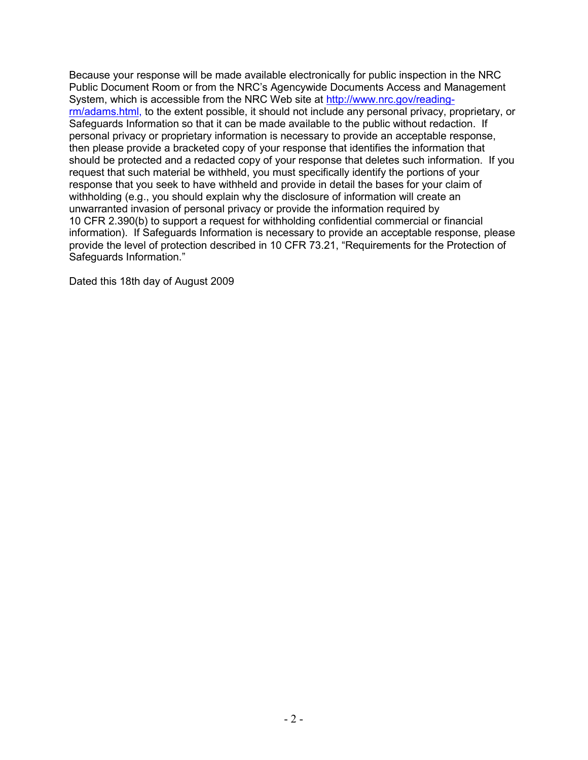Because your response will be made available electronically for public inspection in the NRC Public Document Room or from the NRC's Agencywide Documents Access and Management System, which is accessible from the NRC Web site at http://www.nrc.gov/reading-rm/adams.html, to the extent possible, it should not include any personal privacy, proprietary, or Safeguards Information so that it can be made available to the public without redaction. If personal privacy or proprietary information is necessary to provide an acceptable response, then please provide a bracketed copy of your response that identifies the information that should be protected and a redacted copy of your response that deletes such information. If you request that such material be withheld, you must specifically identify the portions of your response that you seek to have withheld and provide in detail the bases for your claim of withholding (e.g., you should explain why the disclosure of information will create an unwarranted invasion of personal privacy or provide the information required by 10 CFR 2.390(b) to support a request for withholding confidential commercial or financial information). If Safeguards Information is necessary to provide an acceptable response, please provide the level of protection described in 10 CFR 73.21, "Requirements for the Protection of Safeguards Information."

Dated this 18th day of August 2009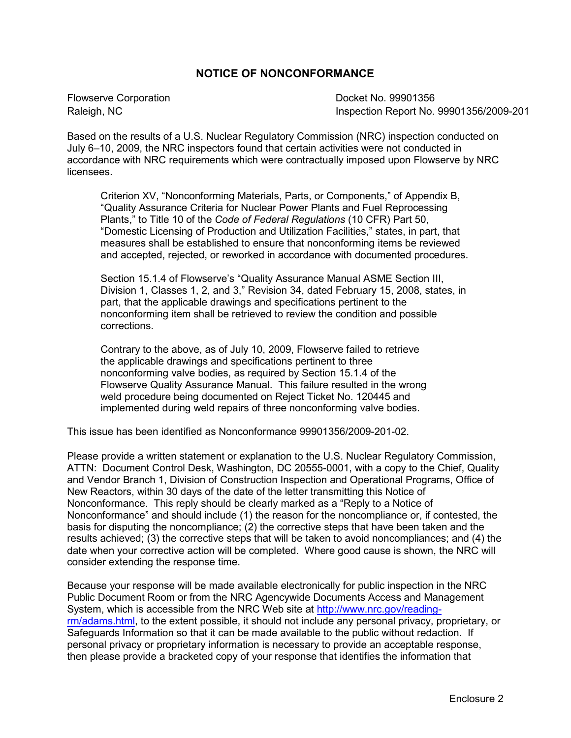## NOTICE OF NONCONFORMANCE

Flowserve Corporation
Raleigh, NC

Docket No. 99901356
Inspection Report No. 99901356/2009-201

Based on the results of a U.S. Nuclear Regulatory Commission (NRC) inspection conducted on July 6–10, 2009, the NRC inspectors found that certain activities were not conducted in accordance with NRC requirements which were contractually imposed upon Flowserve by NRC licensees.

> Criterion XV, "Nonconforming Materials, Parts, or Components," of Appendix B, "Quality Assurance Criteria for Nuclear Power Plants and Fuel Reprocessing Plants," to Title 10 of the *Code of Federal Regulations* (10 CFR) Part 50, "Domestic Licensing of Production and Utilization Facilities," states, in part, that measures shall be established to ensure that nonconforming items be reviewed and accepted, rejected, or reworked in accordance with documented procedures.
>
> Section 15.1.4 of Flowserve's "Quality Assurance Manual ASME Section III, Division 1, Classes 1, 2, and 3," Revision 34, dated February 15, 2008, states, in part, that the applicable drawings and specifications pertinent to the nonconforming item shall be retrieved to review the condition and possible corrections.
>
> Contrary to the above, as of July 10, 2009, Flowserve failed to retrieve the applicable drawings and specifications pertinent to three nonconforming valve bodies, as required by Section 15.1.4 of the Flowserve Quality Assurance Manual. This failure resulted in the wrong weld procedure being documented on Reject Ticket No. 120445 and implemented during weld repairs of three nonconforming valve bodies.

This issue has been identified as Nonconformance 99901356/2009-201-02.

Please provide a written statement or explanation to the U.S. Nuclear Regulatory Commission, ATTN: Document Control Desk, Washington, DC 20555-0001, with a copy to the Chief, Quality and Vendor Branch 1, Division of Construction Inspection and Operational Programs, Office of New Reactors, within 30 days of the date of the letter transmitting this Notice of Nonconformance. This reply should be clearly marked as a "Reply to a Notice of Nonconformance" and should include (1) the reason for the noncompliance or, if contested, the basis for disputing the noncompliance; (2) the corrective steps that have been taken and the results achieved; (3) the corrective steps that will be taken to avoid noncompliances; and (4) the date when your corrective action will be completed. Where good cause is shown, the NRC will consider extending the response time.

Because your response will be made available electronically for public inspection in the NRC Public Document Room or from the NRC Agencywide Documents Access and Management System, which is accessible from the NRC Web site at http://www.nrc.gov/reading-rm/adams.html, to the extent possible, it should not include any personal privacy, proprietary, or Safeguards Information so that it can be made available to the public without redaction. If personal privacy or proprietary information is necessary to provide an acceptable response, then please provide a bracketed copy of your response that identifies the information that

Enclosure 2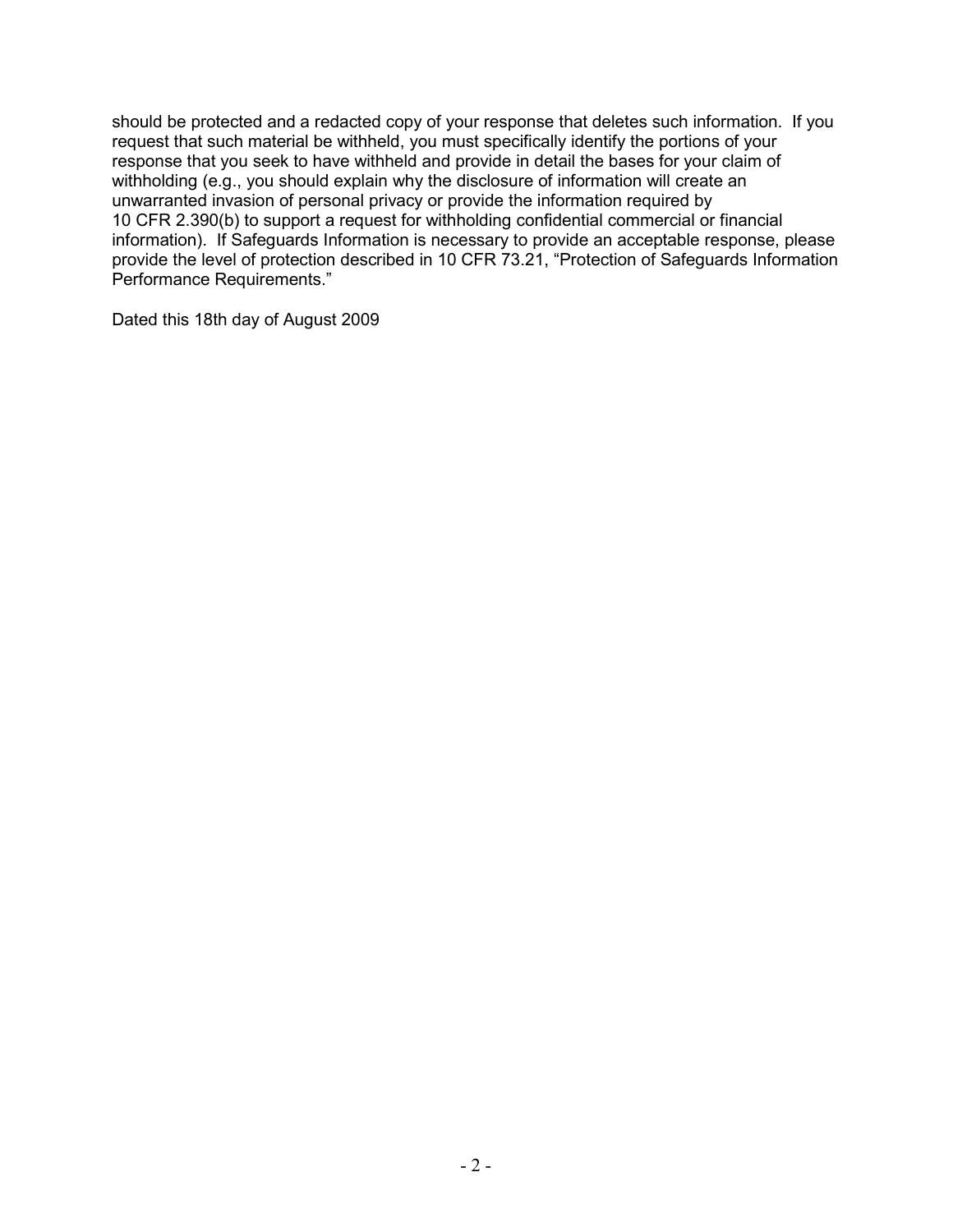should be protected and a redacted copy of your response that deletes such information. If you request that such material be withheld, you must specifically identify the portions of your response that you seek to have withheld and provide in detail the bases for your claim of withholding (e.g., you should explain why the disclosure of information will create an unwarranted invasion of personal privacy or provide the information required by 10 CFR 2.390(b) to support a request for withholding confidential commercial or financial information). If Safeguards Information is necessary to provide an acceptable response, please provide the level of protection described in 10 CFR 73.21, "Protection of Safeguards Information Performance Requirements."

Dated this 18th day of August 2009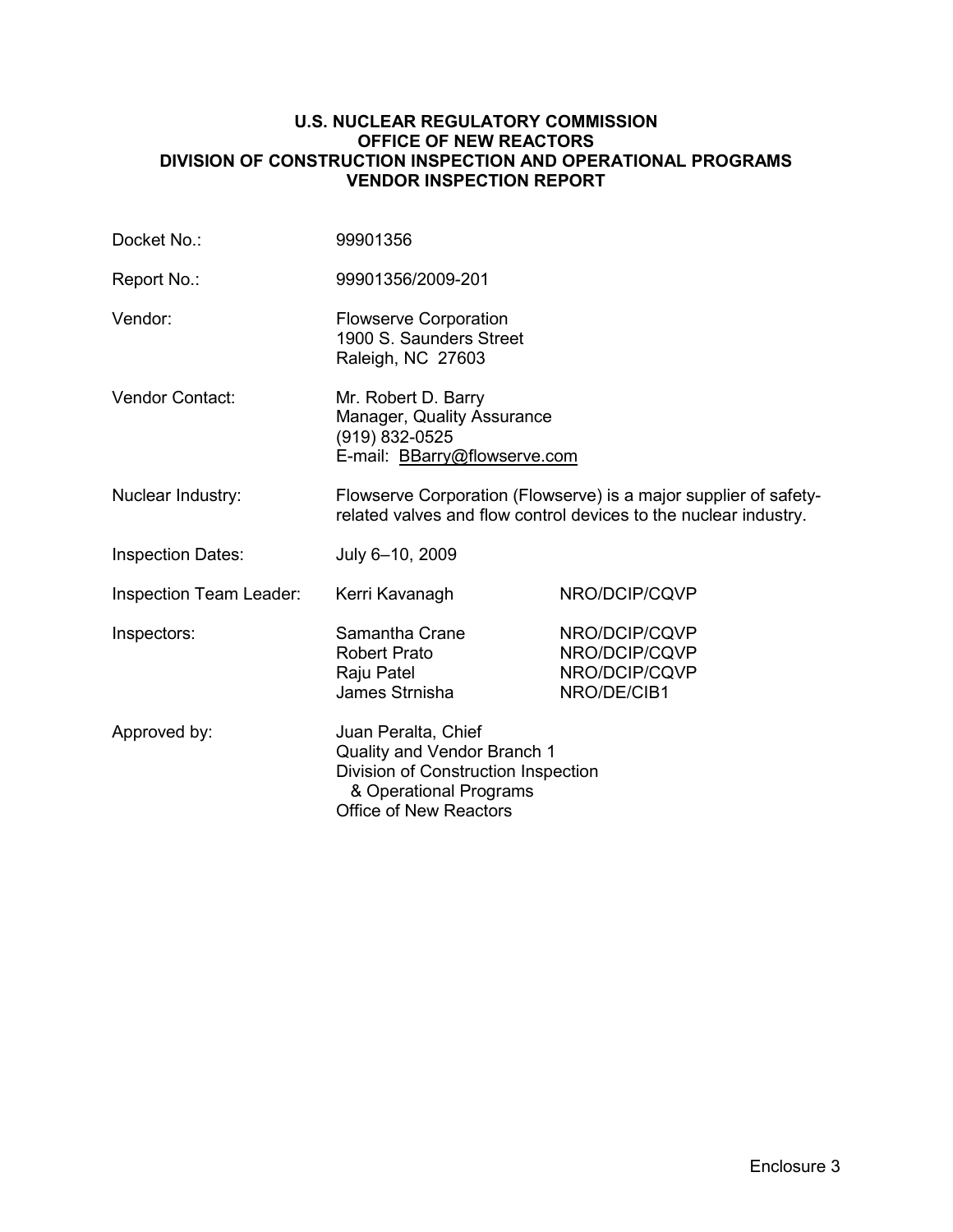**U.S. NUCLEAR REGULATORY COMMISSION**
**OFFICE OF NEW REACTORS**
**DIVISION OF CONSTRUCTION INSPECTION AND OPERATIONAL PROGRAMS**
**VENDOR INSPECTION REPORT**

| | | |
|---|---|---|
| Docket No.: | 99901356 | |
| Report No.: | 99901356/2009-201 | |
| Vendor: | Flowserve Corporation<br>1900 S. Saunders Street<br>Raleigh, NC 27603 | |
| Vendor Contact: | Mr. Robert D. Barry<br>Manager, Quality Assurance<br>(919) 832-0525<br>E-mail: BBarry@flowserve.com | |
| Nuclear Industry: | Flowserve Corporation (Flowserve) is a major supplier of safety-related valves and flow control devices to the nuclear industry. | |
| Inspection Dates: | July 6–10, 2009 | |
| Inspection Team Leader: | Kerri Kavanagh | NRO/DCIP/CQVP |
| Inspectors: | Samantha Crane<br>Robert Prato<br>Raju Patel<br>James Strnisha | NRO/DCIP/CQVP<br>NRO/DCIP/CQVP<br>NRO/DCIP/CQVP<br>NRO/DE/CIB1 |
| Approved by: | Juan Peralta, Chief<br>Quality and Vendor Branch 1<br>Division of Construction Inspection & Operational Programs<br>Office of New Reactors | |

Enclosure 3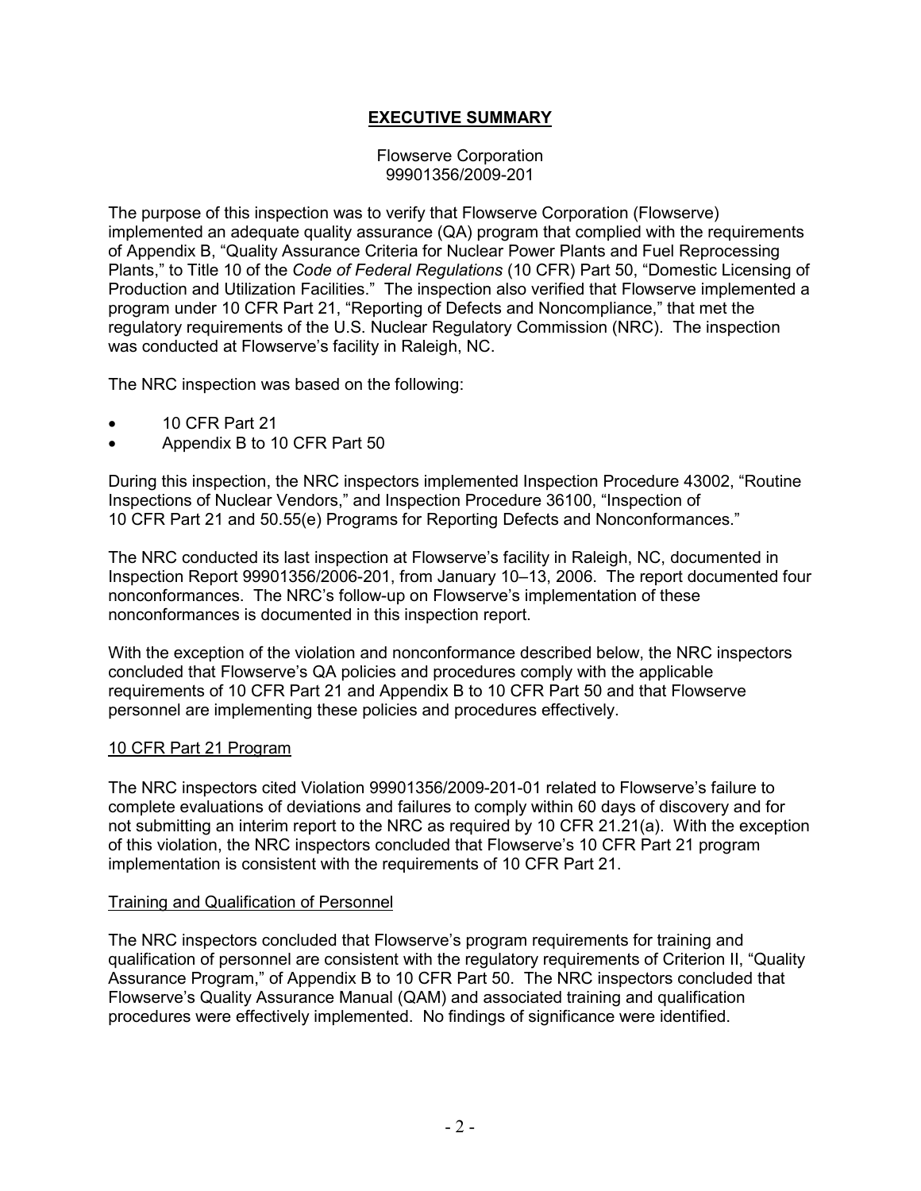# EXECUTIVE SUMMARY

Flowserve Corporation
99901356/2009-201

The purpose of this inspection was to verify that Flowserve Corporation (Flowserve) implemented an adequate quality assurance (QA) program that complied with the requirements of Appendix B, "Quality Assurance Criteria for Nuclear Power Plants and Fuel Reprocessing Plants," to Title 10 of the *Code of Federal Regulations* (10 CFR) Part 50, "Domestic Licensing of Production and Utilization Facilities." The inspection also verified that Flowserve implemented a program under 10 CFR Part 21, "Reporting of Defects and Noncompliance," that met the regulatory requirements of the U.S. Nuclear Regulatory Commission (NRC). The inspection was conducted at Flowserve's facility in Raleigh, NC.

The NRC inspection was based on the following:

- 10 CFR Part 21
- Appendix B to 10 CFR Part 50

During this inspection, the NRC inspectors implemented Inspection Procedure 43002, "Routine Inspections of Nuclear Vendors," and Inspection Procedure 36100, "Inspection of 10 CFR Part 21 and 50.55(e) Programs for Reporting Defects and Nonconformances."

The NRC conducted its last inspection at Flowserve's facility in Raleigh, NC, documented in Inspection Report 99901356/2006-201, from January 10–13, 2006. The report documented four nonconformances. The NRC's follow-up on Flowserve's implementation of these nonconformances is documented in this inspection report.

With the exception of the violation and nonconformance described below, the NRC inspectors concluded that Flowserve's QA policies and procedures comply with the applicable requirements of 10 CFR Part 21 and Appendix B to 10 CFR Part 50 and that Flowserve personnel are implementing these policies and procedures effectively.

## 10 CFR Part 21 Program

The NRC inspectors cited Violation 99901356/2009-201-01 related to Flowserve's failure to complete evaluations of deviations and failures to comply within 60 days of discovery and for not submitting an interim report to the NRC as required by 10 CFR 21.21(a). With the exception of this violation, the NRC inspectors concluded that Flowserve's 10 CFR Part 21 program implementation is consistent with the requirements of 10 CFR Part 21.

## Training and Qualification of Personnel

The NRC inspectors concluded that Flowserve's program requirements for training and qualification of personnel are consistent with the regulatory requirements of Criterion II, "Quality Assurance Program," of Appendix B to 10 CFR Part 50. The NRC inspectors concluded that Flowserve's Quality Assurance Manual (QAM) and associated training and qualification procedures were effectively implemented. No findings of significance were identified.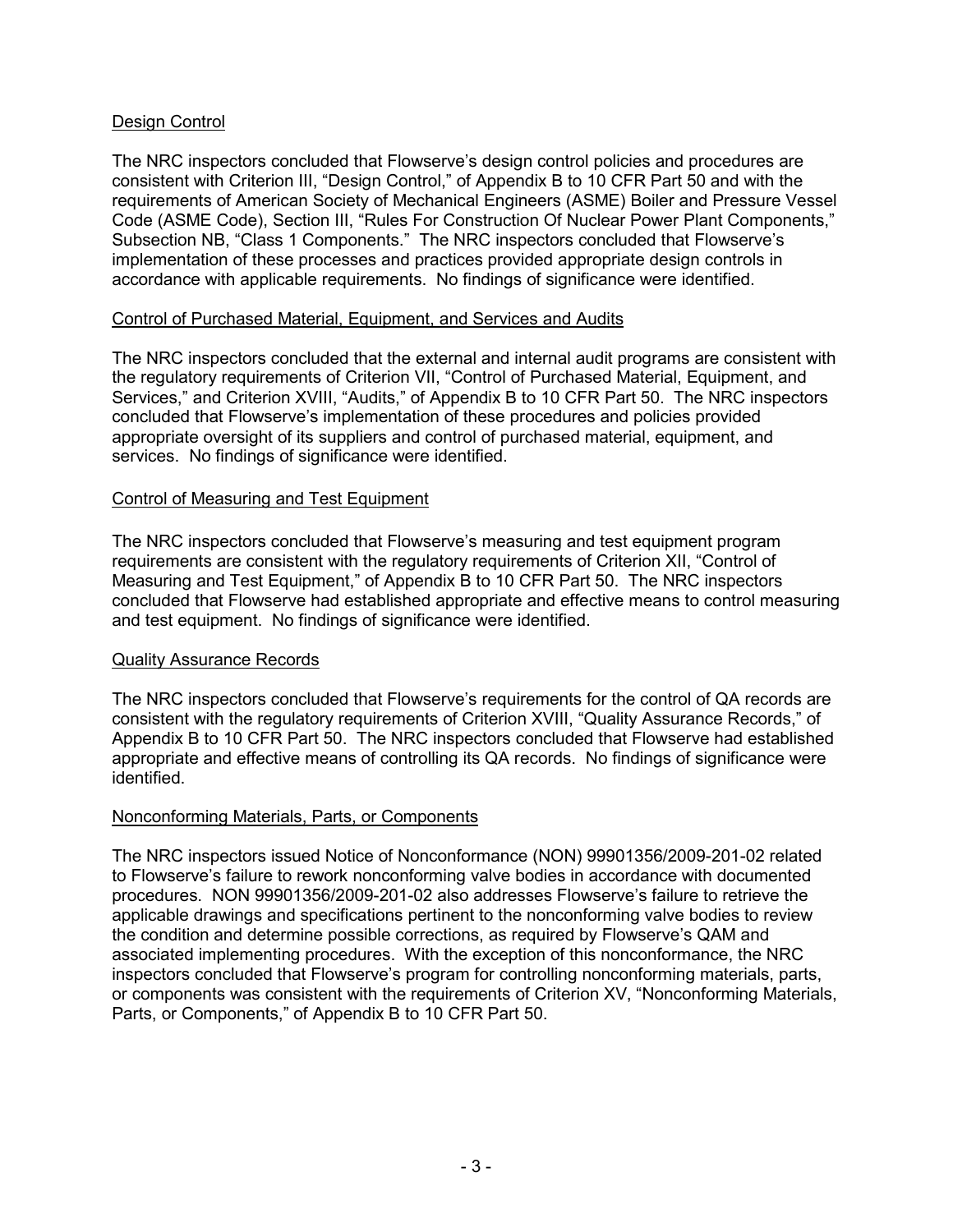Design Control

The NRC inspectors concluded that Flowserve's design control policies and procedures are consistent with Criterion III, "Design Control," of Appendix B to 10 CFR Part 50 and with the requirements of American Society of Mechanical Engineers (ASME) Boiler and Pressure Vessel Code (ASME Code), Section III, "Rules For Construction Of Nuclear Power Plant Components," Subsection NB, "Class 1 Components." The NRC inspectors concluded that Flowserve's implementation of these processes and practices provided appropriate design controls in accordance with applicable requirements. No findings of significance were identified.

Control of Purchased Material, Equipment, and Services and Audits

The NRC inspectors concluded that the external and internal audit programs are consistent with the regulatory requirements of Criterion VII, "Control of Purchased Material, Equipment, and Services," and Criterion XVIII, "Audits," of Appendix B to 10 CFR Part 50. The NRC inspectors concluded that Flowserve's implementation of these procedures and policies provided appropriate oversight of its suppliers and control of purchased material, equipment, and services. No findings of significance were identified.

Control of Measuring and Test Equipment

The NRC inspectors concluded that Flowserve's measuring and test equipment program requirements are consistent with the regulatory requirements of Criterion XII, "Control of Measuring and Test Equipment," of Appendix B to 10 CFR Part 50. The NRC inspectors concluded that Flowserve had established appropriate and effective means to control measuring and test equipment. No findings of significance were identified.

Quality Assurance Records

The NRC inspectors concluded that Flowserve's requirements for the control of QA records are consistent with the regulatory requirements of Criterion XVIII, "Quality Assurance Records," of Appendix B to 10 CFR Part 50. The NRC inspectors concluded that Flowserve had established appropriate and effective means of controlling its QA records. No findings of significance were identified.

Nonconforming Materials, Parts, or Components

The NRC inspectors issued Notice of Nonconformance (NON) 99901356/2009-201-02 related to Flowserve's failure to rework nonconforming valve bodies in accordance with documented procedures. NON 99901356/2009-201-02 also addresses Flowserve's failure to retrieve the applicable drawings and specifications pertinent to the nonconforming valve bodies to review the condition and determine possible corrections, as required by Flowserve's QAM and associated implementing procedures. With the exception of this nonconformance, the NRC inspectors concluded that Flowserve's program for controlling nonconforming materials, parts, or components was consistent with the requirements of Criterion XV, "Nonconforming Materials, Parts, or Components," of Appendix B to 10 CFR Part 50.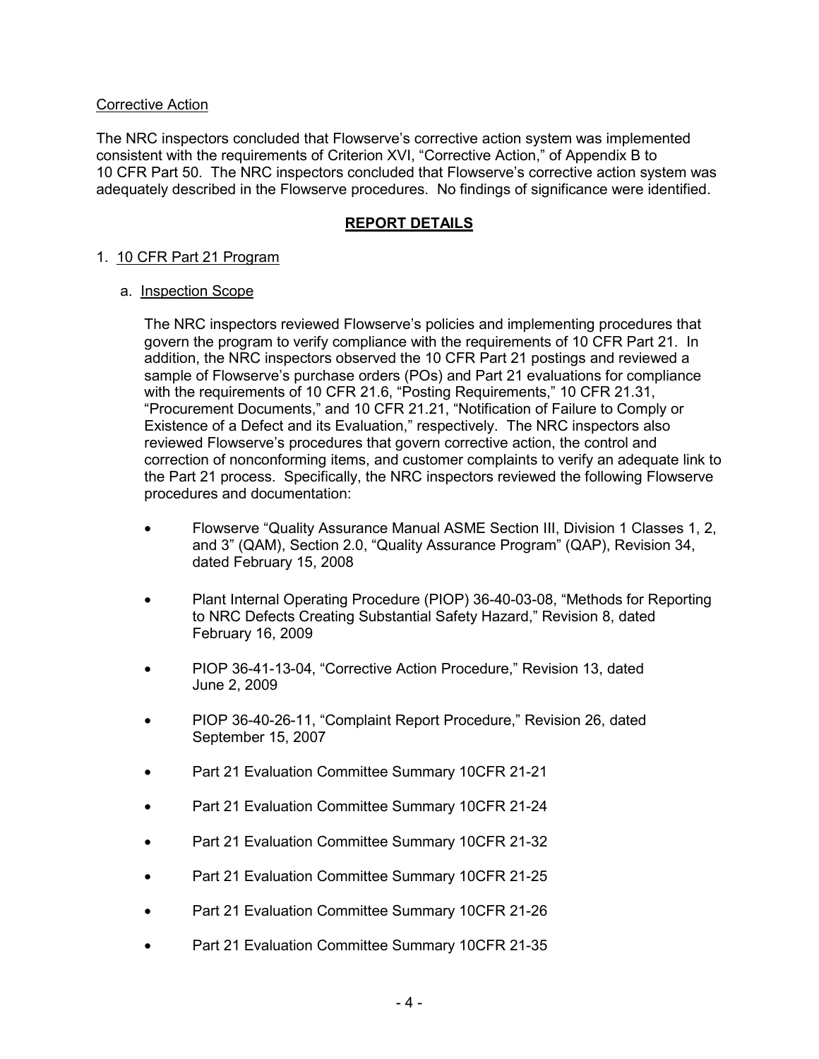Corrective Action

The NRC inspectors concluded that Flowserve's corrective action system was implemented consistent with the requirements of Criterion XVI, "Corrective Action," of Appendix B to 10 CFR Part 50. The NRC inspectors concluded that Flowserve's corrective action system was adequately described in the Flowserve procedures. No findings of significance were identified.

## REPORT DETAILS

### 1. 10 CFR Part 21 Program

#### a. Inspection Scope

The NRC inspectors reviewed Flowserve's policies and implementing procedures that govern the program to verify compliance with the requirements of 10 CFR Part 21. In addition, the NRC inspectors observed the 10 CFR Part 21 postings and reviewed a sample of Flowserve's purchase orders (POs) and Part 21 evaluations for compliance with the requirements of 10 CFR 21.6, "Posting Requirements," 10 CFR 21.31, "Procurement Documents," and 10 CFR 21.21, "Notification of Failure to Comply or Existence of a Defect and its Evaluation," respectively. The NRC inspectors also reviewed Flowserve's procedures that govern corrective action, the control and correction of nonconforming items, and customer complaints to verify an adequate link to the Part 21 process. Specifically, the NRC inspectors reviewed the following Flowserve procedures and documentation:

- Flowserve "Quality Assurance Manual ASME Section III, Division 1 Classes 1, 2, and 3" (QAM), Section 2.0, "Quality Assurance Program" (QAP), Revision 34, dated February 15, 2008
- Plant Internal Operating Procedure (PIOP) 36-40-03-08, "Methods for Reporting to NRC Defects Creating Substantial Safety Hazard," Revision 8, dated February 16, 2009
- PIOP 36-41-13-04, "Corrective Action Procedure," Revision 13, dated June 2, 2009
- PIOP 36-40-26-11, "Complaint Report Procedure," Revision 26, dated September 15, 2007
- Part 21 Evaluation Committee Summary 10CFR 21-21
- Part 21 Evaluation Committee Summary 10CFR 21-24
- Part 21 Evaluation Committee Summary 10CFR 21-32
- Part 21 Evaluation Committee Summary 10CFR 21-25
- Part 21 Evaluation Committee Summary 10CFR 21-26
- Part 21 Evaluation Committee Summary 10CFR 21-35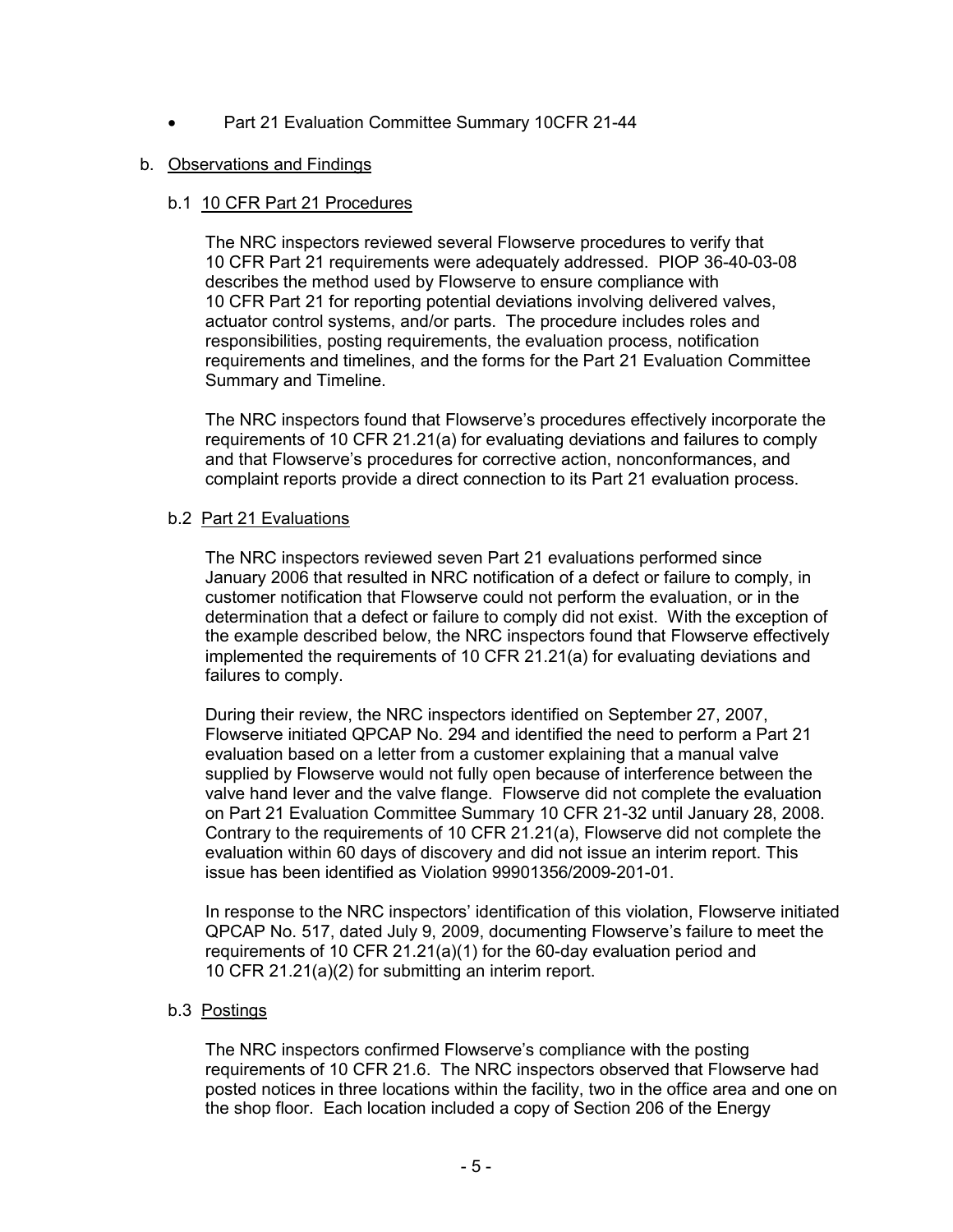- Part 21 Evaluation Committee Summary 10CFR 21-44

b. Observations and Findings

b.1 10 CFR Part 21 Procedures

The NRC inspectors reviewed several Flowserve procedures to verify that 10 CFR Part 21 requirements were adequately addressed. PIOP 36-40-03-08 describes the method used by Flowserve to ensure compliance with 10 CFR Part 21 for reporting potential deviations involving delivered valves, actuator control systems, and/or parts. The procedure includes roles and responsibilities, posting requirements, the evaluation process, notification requirements and timelines, and the forms for the Part 21 Evaluation Committee Summary and Timeline.

The NRC inspectors found that Flowserve's procedures effectively incorporate the requirements of 10 CFR 21.21(a) for evaluating deviations and failures to comply and that Flowserve's procedures for corrective action, nonconformances, and complaint reports provide a direct connection to its Part 21 evaluation process.

b.2 Part 21 Evaluations

The NRC inspectors reviewed seven Part 21 evaluations performed since January 2006 that resulted in NRC notification of a defect or failure to comply, in customer notification that Flowserve could not perform the evaluation, or in the determination that a defect or failure to comply did not exist. With the exception of the example described below, the NRC inspectors found that Flowserve effectively implemented the requirements of 10 CFR 21.21(a) for evaluating deviations and failures to comply.

During their review, the NRC inspectors identified on September 27, 2007, Flowserve initiated QPCAP No. 294 and identified the need to perform a Part 21 evaluation based on a letter from a customer explaining that a manual valve supplied by Flowserve would not fully open because of interference between the valve hand lever and the valve flange. Flowserve did not complete the evaluation on Part 21 Evaluation Committee Summary 10 CFR 21-32 until January 28, 2008. Contrary to the requirements of 10 CFR 21.21(a), Flowserve did not complete the evaluation within 60 days of discovery and did not issue an interim report. This issue has been identified as Violation 99901356/2009-201-01.

In response to the NRC inspectors' identification of this violation, Flowserve initiated QPCAP No. 517, dated July 9, 2009, documenting Flowserve's failure to meet the requirements of 10 CFR 21.21(a)(1) for the 60-day evaluation period and 10 CFR 21.21(a)(2) for submitting an interim report.

b.3 Postings

The NRC inspectors confirmed Flowserve's compliance with the posting requirements of 10 CFR 21.6. The NRC inspectors observed that Flowserve had posted notices in three locations within the facility, two in the office area and one on the shop floor. Each location included a copy of Section 206 of the Energy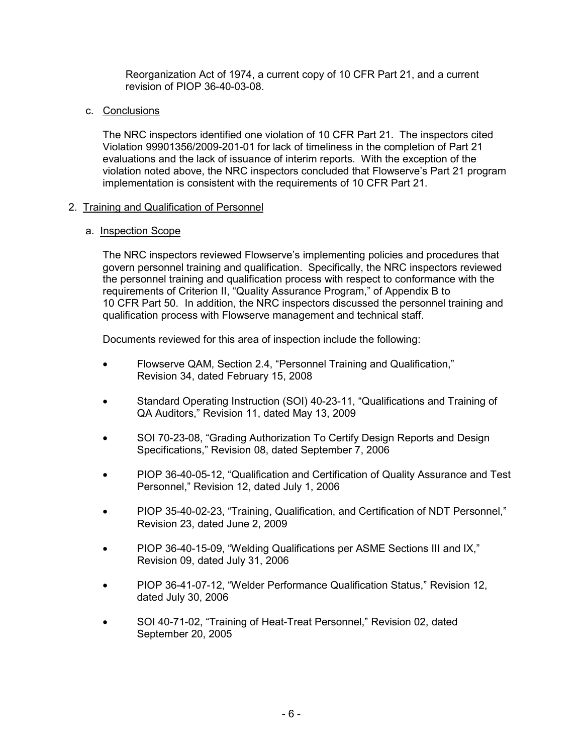Reorganization Act of 1974, a current copy of 10 CFR Part 21, and a current revision of PIOP 36-40-03-08.

c. Conclusions

The NRC inspectors identified one violation of 10 CFR Part 21. The inspectors cited Violation 99901356/2009-201-01 for lack of timeliness in the completion of Part 21 evaluations and the lack of issuance of interim reports. With the exception of the violation noted above, the NRC inspectors concluded that Flowserve's Part 21 program implementation is consistent with the requirements of 10 CFR Part 21.

2. Training and Qualification of Personnel

a. Inspection Scope

The NRC inspectors reviewed Flowserve's implementing policies and procedures that govern personnel training and qualification. Specifically, the NRC inspectors reviewed the personnel training and qualification process with respect to conformance with the requirements of Criterion II, "Quality Assurance Program," of Appendix B to 10 CFR Part 50. In addition, the NRC inspectors discussed the personnel training and qualification process with Flowserve management and technical staff.

Documents reviewed for this area of inspection include the following:

- Flowserve QAM, Section 2.4, "Personnel Training and Qualification," Revision 34, dated February 15, 2008
- Standard Operating Instruction (SOI) 40-23-11, "Qualifications and Training of QA Auditors," Revision 11, dated May 13, 2009
- SOI 70-23-08, "Grading Authorization To Certify Design Reports and Design Specifications," Revision 08, dated September 7, 2006
- PIOP 36-40-05-12, "Qualification and Certification of Quality Assurance and Test Personnel," Revision 12, dated July 1, 2006
- PIOP 35-40-02-23, "Training, Qualification, and Certification of NDT Personnel," Revision 23, dated June 2, 2009
- PIOP 36-40-15-09, "Welding Qualifications per ASME Sections III and IX," Revision 09, dated July 31, 2006
- PIOP 36-41-07-12, "Welder Performance Qualification Status," Revision 12, dated July 30, 2006
- SOI 40-71-02, "Training of Heat-Treat Personnel," Revision 02, dated September 20, 2005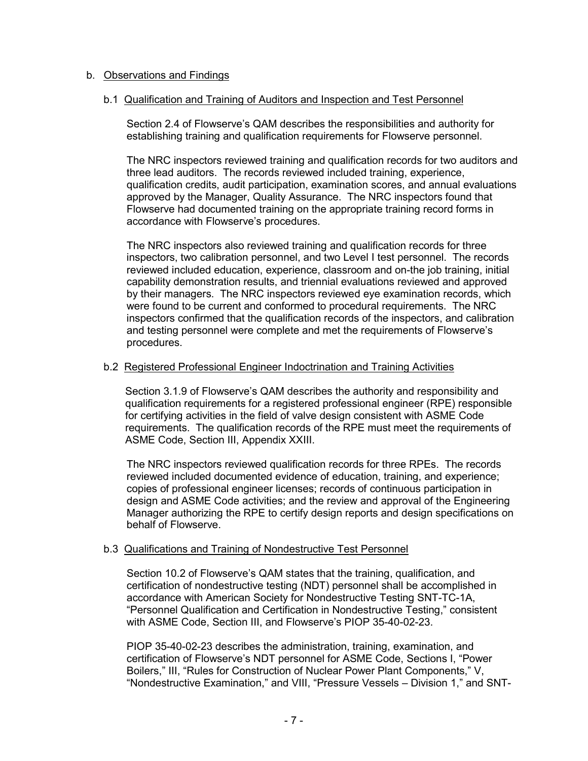b. Observations and Findings

b.1 Qualification and Training of Auditors and Inspection and Test Personnel

Section 2.4 of Flowserve's QAM describes the responsibilities and authority for establishing training and qualification requirements for Flowserve personnel.

The NRC inspectors reviewed training and qualification records for two auditors and three lead auditors. The records reviewed included training, experience, qualification credits, audit participation, examination scores, and annual evaluations approved by the Manager, Quality Assurance. The NRC inspectors found that Flowserve had documented training on the appropriate training record forms in accordance with Flowserve's procedures.

The NRC inspectors also reviewed training and qualification records for three inspectors, two calibration personnel, and two Level I test personnel. The records reviewed included education, experience, classroom and on-the job training, initial capability demonstration results, and triennial evaluations reviewed and approved by their managers. The NRC inspectors reviewed eye examination records, which were found to be current and conformed to procedural requirements. The NRC inspectors confirmed that the qualification records of the inspectors, and calibration and testing personnel were complete and met the requirements of Flowserve's procedures.

b.2 Registered Professional Engineer Indoctrination and Training Activities

Section 3.1.9 of Flowserve's QAM describes the authority and responsibility and qualification requirements for a registered professional engineer (RPE) responsible for certifying activities in the field of valve design consistent with ASME Code requirements. The qualification records of the RPE must meet the requirements of ASME Code, Section III, Appendix XXIII.

The NRC inspectors reviewed qualification records for three RPEs. The records reviewed included documented evidence of education, training, and experience; copies of professional engineer licenses; records of continuous participation in design and ASME Code activities; and the review and approval of the Engineering Manager authorizing the RPE to certify design reports and design specifications on behalf of Flowserve.

b.3 Qualifications and Training of Nondestructive Test Personnel

Section 10.2 of Flowserve's QAM states that the training, qualification, and certification of nondestructive testing (NDT) personnel shall be accomplished in accordance with American Society for Nondestructive Testing SNT-TC-1A, "Personnel Qualification and Certification in Nondestructive Testing," consistent with ASME Code, Section III, and Flowserve's PIOP 35-40-02-23.

PIOP 35-40-02-23 describes the administration, training, examination, and certification of Flowserve's NDT personnel for ASME Code, Sections I, "Power Boilers," III, "Rules for Construction of Nuclear Power Plant Components," V, "Nondestructive Examination," and VIII, "Pressure Vessels – Division 1," and SNT-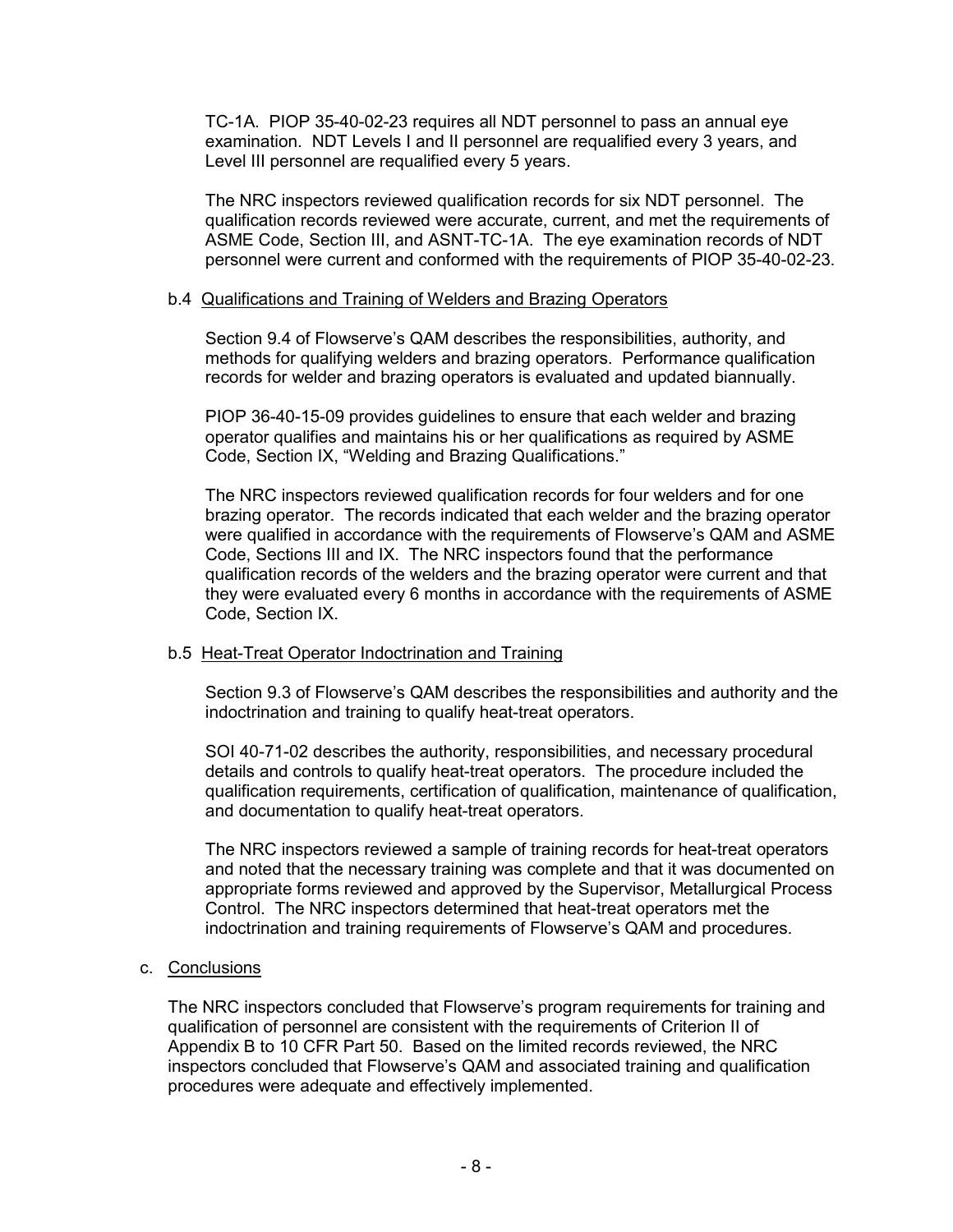TC-1A. PIOP 35-40-02-23 requires all NDT personnel to pass an annual eye examination. NDT Levels I and II personnel are requalified every 3 years, and Level III personnel are requalified every 5 years.

The NRC inspectors reviewed qualification records for six NDT personnel. The qualification records reviewed were accurate, current, and met the requirements of ASME Code, Section III, and ASNT-TC-1A. The eye examination records of NDT personnel were current and conformed with the requirements of PIOP 35-40-02-23.

b.4 Qualifications and Training of Welders and Brazing Operators

Section 9.4 of Flowserve's QAM describes the responsibilities, authority, and methods for qualifying welders and brazing operators. Performance qualification records for welder and brazing operators is evaluated and updated biannually.

PIOP 36-40-15-09 provides guidelines to ensure that each welder and brazing operator qualifies and maintains his or her qualifications as required by ASME Code, Section IX, "Welding and Brazing Qualifications."

The NRC inspectors reviewed qualification records for four welders and for one brazing operator. The records indicated that each welder and the brazing operator were qualified in accordance with the requirements of Flowserve's QAM and ASME Code, Sections III and IX. The NRC inspectors found that the performance qualification records of the welders and the brazing operator were current and that they were evaluated every 6 months in accordance with the requirements of ASME Code, Section IX.

b.5 Heat-Treat Operator Indoctrination and Training

Section 9.3 of Flowserve's QAM describes the responsibilities and authority and the indoctrination and training to qualify heat-treat operators.

SOI 40-71-02 describes the authority, responsibilities, and necessary procedural details and controls to qualify heat-treat operators. The procedure included the qualification requirements, certification of qualification, maintenance of qualification, and documentation to qualify heat-treat operators.

The NRC inspectors reviewed a sample of training records for heat-treat operators and noted that the necessary training was complete and that it was documented on appropriate forms reviewed and approved by the Supervisor, Metallurgical Process Control. The NRC inspectors determined that heat-treat operators met the indoctrination and training requirements of Flowserve's QAM and procedures.

c. Conclusions

The NRC inspectors concluded that Flowserve's program requirements for training and qualification of personnel are consistent with the requirements of Criterion II of Appendix B to 10 CFR Part 50. Based on the limited records reviewed, the NRC inspectors concluded that Flowserve's QAM and associated training and qualification procedures were adequate and effectively implemented.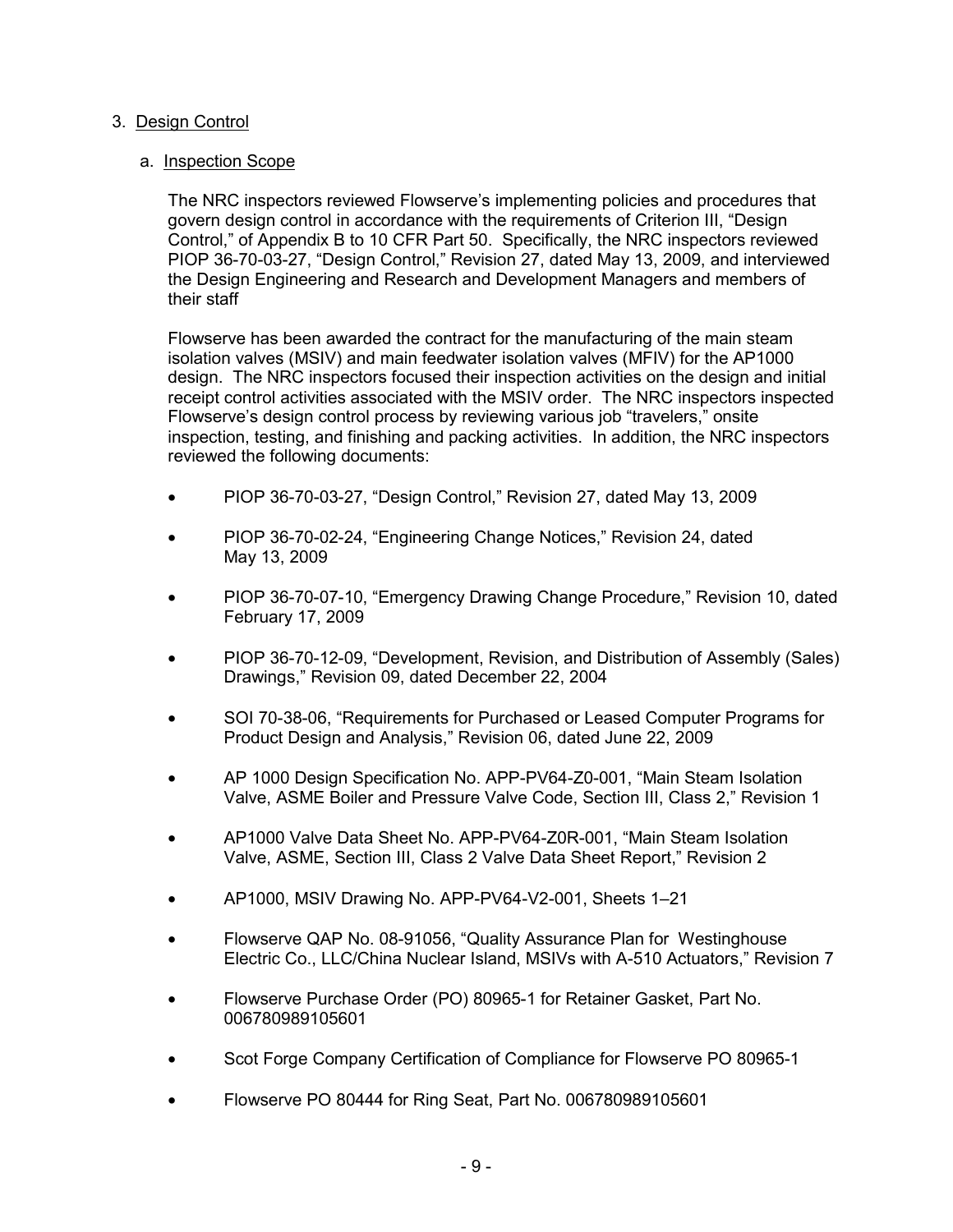3. Design Control

   a. Inspection Scope

The NRC inspectors reviewed Flowserve's implementing policies and procedures that govern design control in accordance with the requirements of Criterion III, "Design Control," of Appendix B to 10 CFR Part 50. Specifically, the NRC inspectors reviewed PIOP 36-70-03-27, "Design Control," Revision 27, dated May 13, 2009, and interviewed the Design Engineering and Research and Development Managers and members of their staff

Flowserve has been awarded the contract for the manufacturing of the main steam isolation valves (MSIV) and main feedwater isolation valves (MFIV) for the AP1000 design. The NRC inspectors focused their inspection activities on the design and initial receipt control activities associated with the MSIV order. The NRC inspectors inspected Flowserve's design control process by reviewing various job "travelers," onsite inspection, testing, and finishing and packing activities. In addition, the NRC inspectors reviewed the following documents:

- PIOP 36-70-03-27, "Design Control," Revision 27, dated May 13, 2009
- PIOP 36-70-02-24, "Engineering Change Notices," Revision 24, dated May 13, 2009
- PIOP 36-70-07-10, "Emergency Drawing Change Procedure," Revision 10, dated February 17, 2009
- PIOP 36-70-12-09, "Development, Revision, and Distribution of Assembly (Sales) Drawings," Revision 09, dated December 22, 2004
- SOI 70-38-06, "Requirements for Purchased or Leased Computer Programs for Product Design and Analysis," Revision 06, dated June 22, 2009
- AP 1000 Design Specification No. APP-PV64-Z0-001, "Main Steam Isolation Valve, ASME Boiler and Pressure Valve Code, Section III, Class 2," Revision 1
- AP1000 Valve Data Sheet No. APP-PV64-Z0R-001, "Main Steam Isolation Valve, ASME, Section III, Class 2 Valve Data Sheet Report," Revision 2
- AP1000, MSIV Drawing No. APP-PV64-V2-001, Sheets 1–21
- Flowserve QAP No. 08-91056, "Quality Assurance Plan for Westinghouse Electric Co., LLC/China Nuclear Island, MSIVs with A-510 Actuators," Revision 7
- Flowserve Purchase Order (PO) 80965-1 for Retainer Gasket, Part No. 006780989105601
- Scot Forge Company Certification of Compliance for Flowserve PO 80965-1
- Flowserve PO 80444 for Ring Seat, Part No. 006780989105601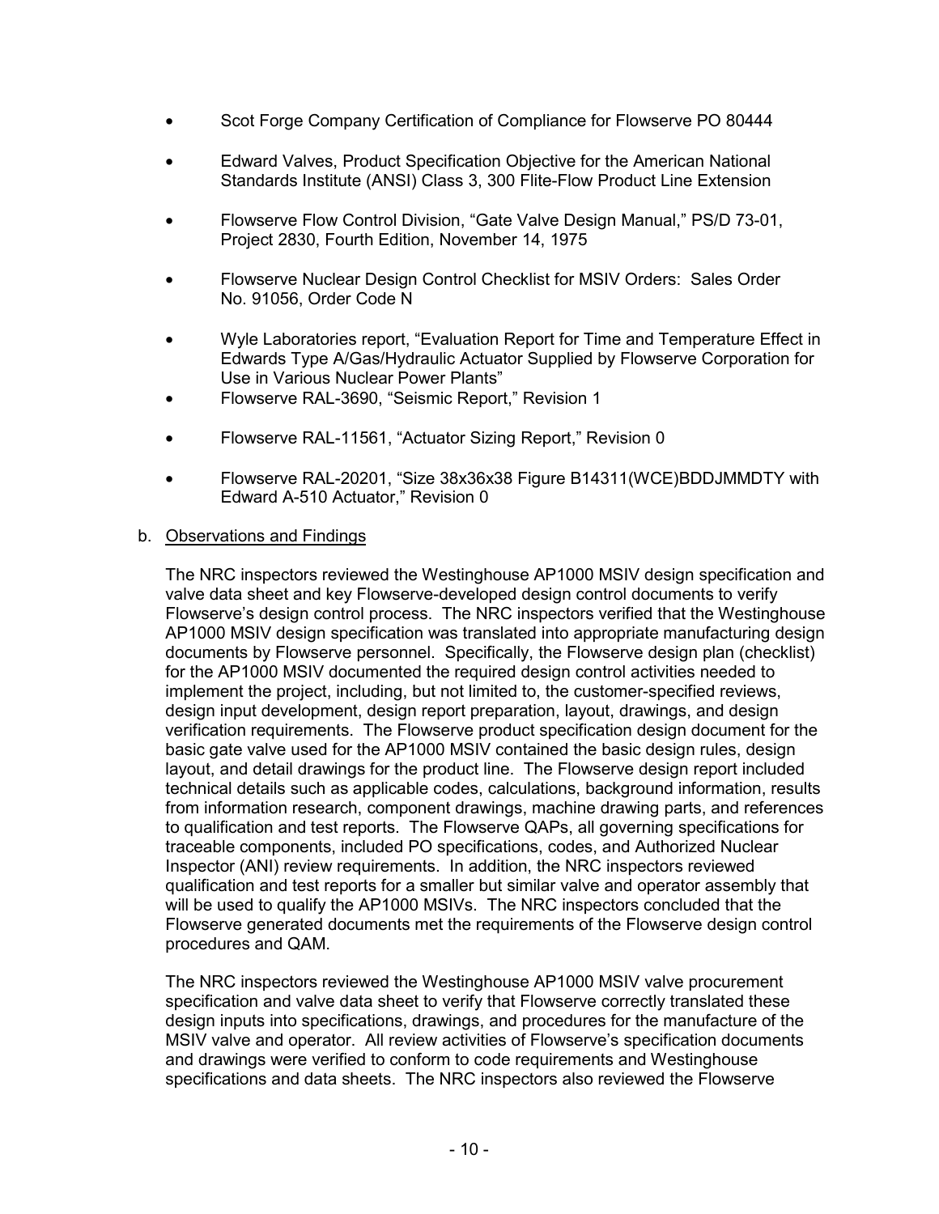- Scot Forge Company Certification of Compliance for Flowserve PO 80444
- Edward Valves, Product Specification Objective for the American National Standards Institute (ANSI) Class 3, 300 Flite-Flow Product Line Extension
- Flowserve Flow Control Division, "Gate Valve Design Manual," PS/D 73-01, Project 2830, Fourth Edition, November 14, 1975
- Flowserve Nuclear Design Control Checklist for MSIV Orders: Sales Order No. 91056, Order Code N
- Wyle Laboratories report, "Evaluation Report for Time and Temperature Effect in Edwards Type A/Gas/Hydraulic Actuator Supplied by Flowserve Corporation for Use in Various Nuclear Power Plants"
- Flowserve RAL-3690, "Seismic Report," Revision 1
- Flowserve RAL-11561, "Actuator Sizing Report," Revision 0
- Flowserve RAL-20201, "Size 38x36x38 Figure B14311(WCE)BDDJMMDTY with Edward A-510 Actuator," Revision 0

b. Observations and Findings

The NRC inspectors reviewed the Westinghouse AP1000 MSIV design specification and valve data sheet and key Flowserve-developed design control documents to verify Flowserve's design control process. The NRC inspectors verified that the Westinghouse AP1000 MSIV design specification was translated into appropriate manufacturing design documents by Flowserve personnel. Specifically, the Flowserve design plan (checklist) for the AP1000 MSIV documented the required design control activities needed to implement the project, including, but not limited to, the customer-specified reviews, design input development, design report preparation, layout, drawings, and design verification requirements. The Flowserve product specification design document for the basic gate valve used for the AP1000 MSIV contained the basic design rules, design layout, and detail drawings for the product line. The Flowserve design report included technical details such as applicable codes, calculations, background information, results from information research, component drawings, machine drawing parts, and references to qualification and test reports. The Flowserve QAPs, all governing specifications for traceable components, included PO specifications, codes, and Authorized Nuclear Inspector (ANI) review requirements. In addition, the NRC inspectors reviewed qualification and test reports for a smaller but similar valve and operator assembly that will be used to qualify the AP1000 MSIVs. The NRC inspectors concluded that the Flowserve generated documents met the requirements of the Flowserve design control procedures and QAM.

The NRC inspectors reviewed the Westinghouse AP1000 MSIV valve procurement specification and valve data sheet to verify that Flowserve correctly translated these design inputs into specifications, drawings, and procedures for the manufacture of the MSIV valve and operator. All review activities of Flowserve's specification documents and drawings were verified to conform to code requirements and Westinghouse specifications and data sheets. The NRC inspectors also reviewed the Flowserve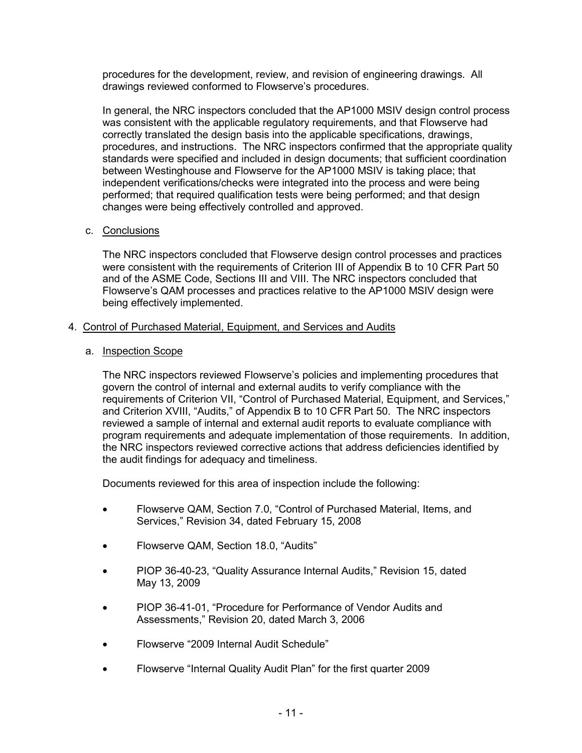procedures for the development, review, and revision of engineering drawings. All drawings reviewed conformed to Flowserve's procedures.

In general, the NRC inspectors concluded that the AP1000 MSIV design control process was consistent with the applicable regulatory requirements, and that Flowserve had correctly translated the design basis into the applicable specifications, drawings, procedures, and instructions. The NRC inspectors confirmed that the appropriate quality standards were specified and included in design documents; that sufficient coordination between Westinghouse and Flowserve for the AP1000 MSIV is taking place; that independent verifications/checks were integrated into the process and were being performed; that required qualification tests were being performed; and that design changes were being effectively controlled and approved.

c. Conclusions

The NRC inspectors concluded that Flowserve design control processes and practices were consistent with the requirements of Criterion III of Appendix B to 10 CFR Part 50 and of the ASME Code, Sections III and VIII. The NRC inspectors concluded that Flowserve's QAM processes and practices relative to the AP1000 MSIV design were being effectively implemented.

4. Control of Purchased Material, Equipment, and Services and Audits

a. Inspection Scope

The NRC inspectors reviewed Flowserve's policies and implementing procedures that govern the control of internal and external audits to verify compliance with the requirements of Criterion VII, "Control of Purchased Material, Equipment, and Services," and Criterion XVIII, "Audits," of Appendix B to 10 CFR Part 50. The NRC inspectors reviewed a sample of internal and external audit reports to evaluate compliance with program requirements and adequate implementation of those requirements. In addition, the NRC inspectors reviewed corrective actions that address deficiencies identified by the audit findings for adequacy and timeliness.

Documents reviewed for this area of inspection include the following:

- Flowserve QAM, Section 7.0, "Control of Purchased Material, Items, and Services," Revision 34, dated February 15, 2008
- Flowserve QAM, Section 18.0, "Audits"
- PIOP 36-40-23, "Quality Assurance Internal Audits," Revision 15, dated May 13, 2009
- PIOP 36-41-01, "Procedure for Performance of Vendor Audits and Assessments," Revision 20, dated March 3, 2006
- Flowserve "2009 Internal Audit Schedule"
- Flowserve "Internal Quality Audit Plan" for the first quarter 2009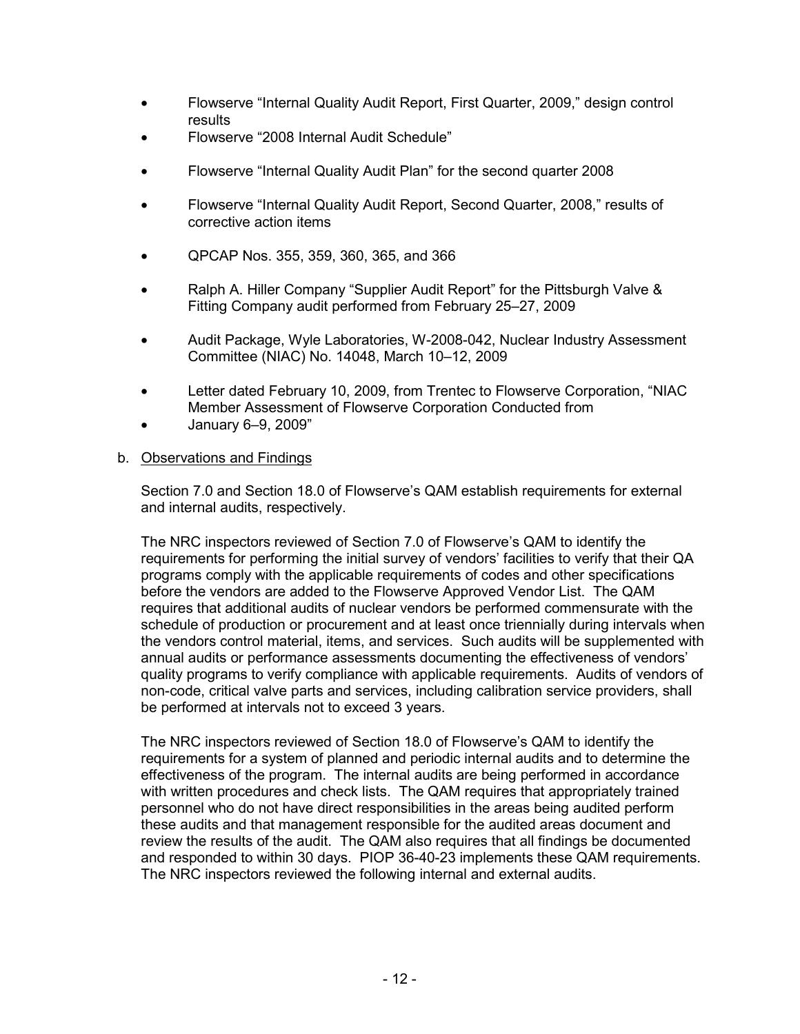- Flowserve "Internal Quality Audit Report, First Quarter, 2009," design control results
- Flowserve "2008 Internal Audit Schedule"
- Flowserve "Internal Quality Audit Plan" for the second quarter 2008
- Flowserve "Internal Quality Audit Report, Second Quarter, 2008," results of corrective action items
- QPCAP Nos. 355, 359, 360, 365, and 366
- Ralph A. Hiller Company "Supplier Audit Report" for the Pittsburgh Valve & Fitting Company audit performed from February 25–27, 2009
- Audit Package, Wyle Laboratories, W-2008-042, Nuclear Industry Assessment Committee (NIAC) No. 14048, March 10–12, 2009
- Letter dated February 10, 2009, from Trentec to Flowserve Corporation, "NIAC Member Assessment of Flowserve Corporation Conducted from
- January 6–9, 2009"

b. Observations and Findings

Section 7.0 and Section 18.0 of Flowserve's QAM establish requirements for external and internal audits, respectively.

The NRC inspectors reviewed of Section 7.0 of Flowserve's QAM to identify the requirements for performing the initial survey of vendors' facilities to verify that their QA programs comply with the applicable requirements of codes and other specifications before the vendors are added to the Flowserve Approved Vendor List. The QAM requires that additional audits of nuclear vendors be performed commensurate with the schedule of production or procurement and at least once triennially during intervals when the vendors control material, items, and services. Such audits will be supplemented with annual audits or performance assessments documenting the effectiveness of vendors' quality programs to verify compliance with applicable requirements. Audits of vendors of non-code, critical valve parts and services, including calibration service providers, shall be performed at intervals not to exceed 3 years.

The NRC inspectors reviewed of Section 18.0 of Flowserve's QAM to identify the requirements for a system of planned and periodic internal audits and to determine the effectiveness of the program. The internal audits are being performed in accordance with written procedures and check lists. The QAM requires that appropriately trained personnel who do not have direct responsibilities in the areas being audited perform these audits and that management responsible for the audited areas document and review the results of the audit. The QAM also requires that all findings be documented and responded to within 30 days. PIOP 36-40-23 implements these QAM requirements. The NRC inspectors reviewed the following internal and external audits.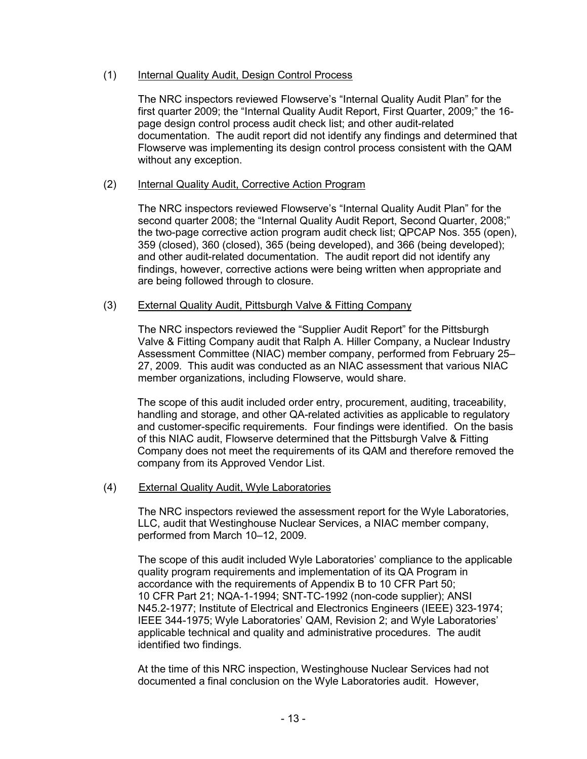(1) Internal Quality Audit, Design Control Process

The NRC inspectors reviewed Flowserve's "Internal Quality Audit Plan" for the first quarter 2009; the "Internal Quality Audit Report, First Quarter, 2009;" the 16-page design control process audit check list; and other audit-related documentation. The audit report did not identify any findings and determined that Flowserve was implementing its design control process consistent with the QAM without any exception.

(2) Internal Quality Audit, Corrective Action Program

The NRC inspectors reviewed Flowserve's "Internal Quality Audit Plan" for the second quarter 2008; the "Internal Quality Audit Report, Second Quarter, 2008;" the two-page corrective action program audit check list; QPCAP Nos. 355 (open), 359 (closed), 360 (closed), 365 (being developed), and 366 (being developed); and other audit-related documentation. The audit report did not identify any findings, however, corrective actions were being written when appropriate and are being followed through to closure.

(3) External Quality Audit, Pittsburgh Valve & Fitting Company

The NRC inspectors reviewed the "Supplier Audit Report" for the Pittsburgh Valve & Fitting Company audit that Ralph A. Hiller Company, a Nuclear Industry Assessment Committee (NIAC) member company, performed from February 25–27, 2009. This audit was conducted as an NIAC assessment that various NIAC member organizations, including Flowserve, would share.

The scope of this audit included order entry, procurement, auditing, traceability, handling and storage, and other QA-related activities as applicable to regulatory and customer-specific requirements. Four findings were identified. On the basis of this NIAC audit, Flowserve determined that the Pittsburgh Valve & Fitting Company does not meet the requirements of its QAM and therefore removed the company from its Approved Vendor List.

(4) External Quality Audit, Wyle Laboratories

The NRC inspectors reviewed the assessment report for the Wyle Laboratories, LLC, audit that Westinghouse Nuclear Services, a NIAC member company, performed from March 10–12, 2009.

The scope of this audit included Wyle Laboratories' compliance to the applicable quality program requirements and implementation of its QA Program in accordance with the requirements of Appendix B to 10 CFR Part 50; 10 CFR Part 21; NQA-1-1994; SNT-TC-1992 (non-code supplier); ANSI N45.2-1977; Institute of Electrical and Electronics Engineers (IEEE) 323-1974; IEEE 344-1975; Wyle Laboratories' QAM, Revision 2; and Wyle Laboratories' applicable technical and quality and administrative procedures. The audit identified two findings.

At the time of this NRC inspection, Westinghouse Nuclear Services had not documented a final conclusion on the Wyle Laboratories audit. However,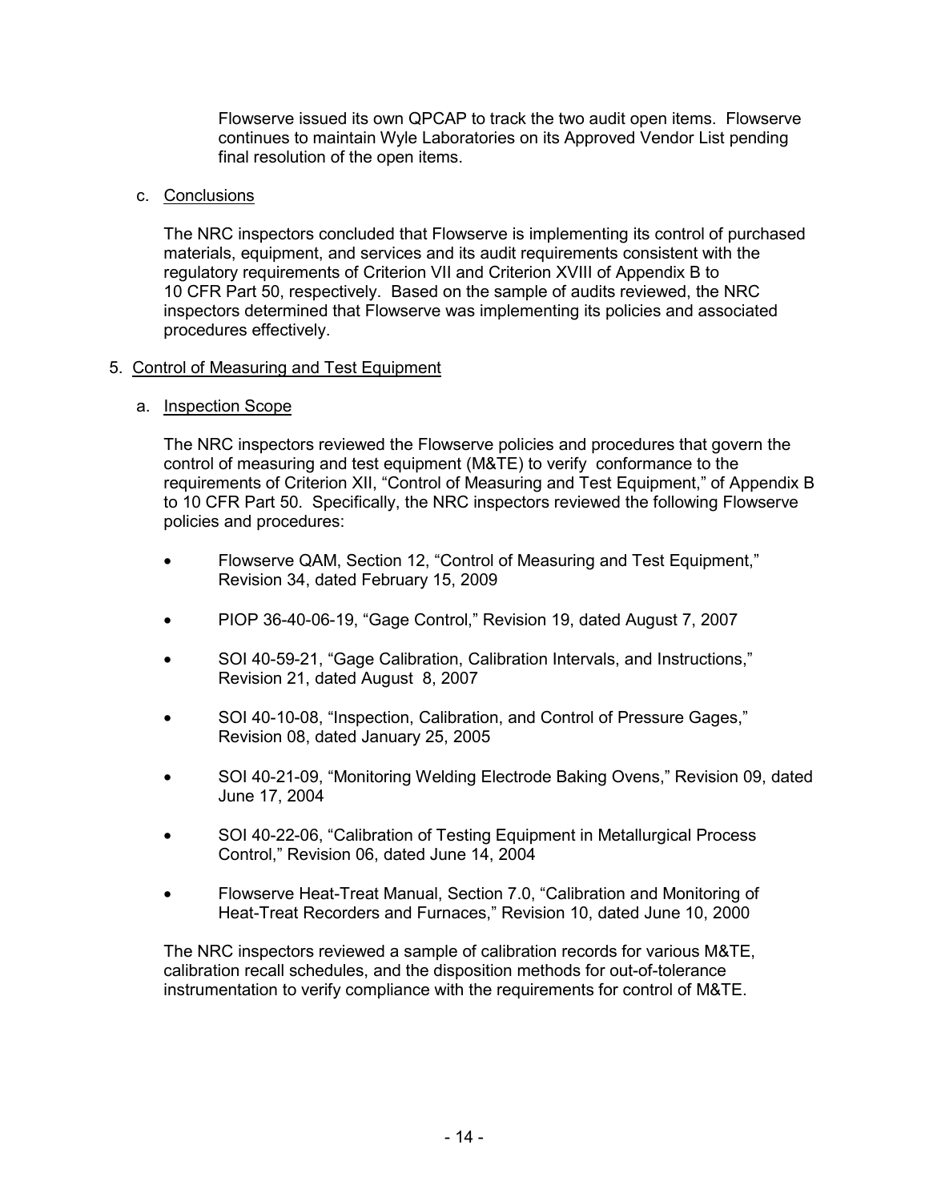Flowserve issued its own QPCAP to track the two audit open items. Flowserve continues to maintain Wyle Laboratories on its Approved Vendor List pending final resolution of the open items.

c. Conclusions

The NRC inspectors concluded that Flowserve is implementing its control of purchased materials, equipment, and services and its audit requirements consistent with the regulatory requirements of Criterion VII and Criterion XVIII of Appendix B to 10 CFR Part 50, respectively. Based on the sample of audits reviewed, the NRC inspectors determined that Flowserve was implementing its policies and associated procedures effectively.

5. Control of Measuring and Test Equipment

a. Inspection Scope

The NRC inspectors reviewed the Flowserve policies and procedures that govern the control of measuring and test equipment (M&TE) to verify conformance to the requirements of Criterion XII, "Control of Measuring and Test Equipment," of Appendix B to 10 CFR Part 50. Specifically, the NRC inspectors reviewed the following Flowserve policies and procedures:

- Flowserve QAM, Section 12, "Control of Measuring and Test Equipment," Revision 34, dated February 15, 2009
- PIOP 36-40-06-19, "Gage Control," Revision 19, dated August 7, 2007
- SOI 40-59-21, "Gage Calibration, Calibration Intervals, and Instructions," Revision 21, dated August 8, 2007
- SOI 40-10-08, "Inspection, Calibration, and Control of Pressure Gages," Revision 08, dated January 25, 2005
- SOI 40-21-09, "Monitoring Welding Electrode Baking Ovens," Revision 09, dated June 17, 2004
- SOI 40-22-06, "Calibration of Testing Equipment in Metallurgical Process Control," Revision 06, dated June 14, 2004
- Flowserve Heat-Treat Manual, Section 7.0, "Calibration and Monitoring of Heat-Treat Recorders and Furnaces," Revision 10, dated June 10, 2000

The NRC inspectors reviewed a sample of calibration records for various M&TE, calibration recall schedules, and the disposition methods for out-of-tolerance instrumentation to verify compliance with the requirements for control of M&TE.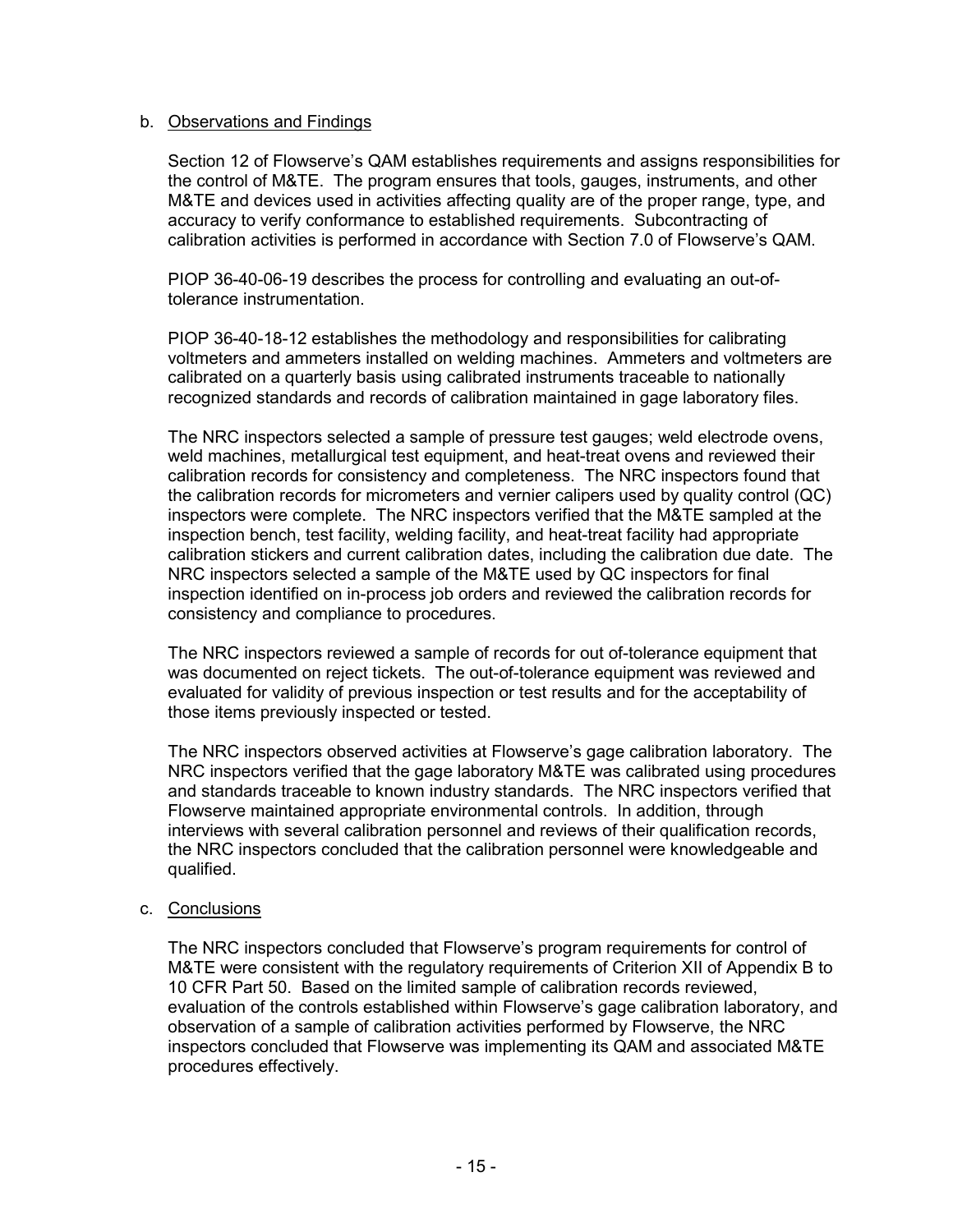b. Observations and Findings

Section 12 of Flowserve's QAM establishes requirements and assigns responsibilities for the control of M&TE. The program ensures that tools, gauges, instruments, and other M&TE and devices used in activities affecting quality are of the proper range, type, and accuracy to verify conformance to established requirements. Subcontracting of calibration activities is performed in accordance with Section 7.0 of Flowserve's QAM.

PIOP 36-40-06-19 describes the process for controlling and evaluating an out-of-tolerance instrumentation.

PIOP 36-40-18-12 establishes the methodology and responsibilities for calibrating voltmeters and ammeters installed on welding machines. Ammeters and voltmeters are calibrated on a quarterly basis using calibrated instruments traceable to nationally recognized standards and records of calibration maintained in gage laboratory files.

The NRC inspectors selected a sample of pressure test gauges; weld electrode ovens, weld machines, metallurgical test equipment, and heat-treat ovens and reviewed their calibration records for consistency and completeness. The NRC inspectors found that the calibration records for micrometers and vernier calipers used by quality control (QC) inspectors were complete. The NRC inspectors verified that the M&TE sampled at the inspection bench, test facility, welding facility, and heat-treat facility had appropriate calibration stickers and current calibration dates, including the calibration due date. The NRC inspectors selected a sample of the M&TE used by QC inspectors for final inspection identified on in-process job orders and reviewed the calibration records for consistency and compliance to procedures.

The NRC inspectors reviewed a sample of records for out of-tolerance equipment that was documented on reject tickets. The out-of-tolerance equipment was reviewed and evaluated for validity of previous inspection or test results and for the acceptability of those items previously inspected or tested.

The NRC inspectors observed activities at Flowserve's gage calibration laboratory. The NRC inspectors verified that the gage laboratory M&TE was calibrated using procedures and standards traceable to known industry standards. The NRC inspectors verified that Flowserve maintained appropriate environmental controls. In addition, through interviews with several calibration personnel and reviews of their qualification records, the NRC inspectors concluded that the calibration personnel were knowledgeable and qualified.

c. Conclusions

The NRC inspectors concluded that Flowserve's program requirements for control of M&TE were consistent with the regulatory requirements of Criterion XII of Appendix B to 10 CFR Part 50. Based on the limited sample of calibration records reviewed, evaluation of the controls established within Flowserve's gage calibration laboratory, and observation of a sample of calibration activities performed by Flowserve, the NRC inspectors concluded that Flowserve was implementing its QAM and associated M&TE procedures effectively.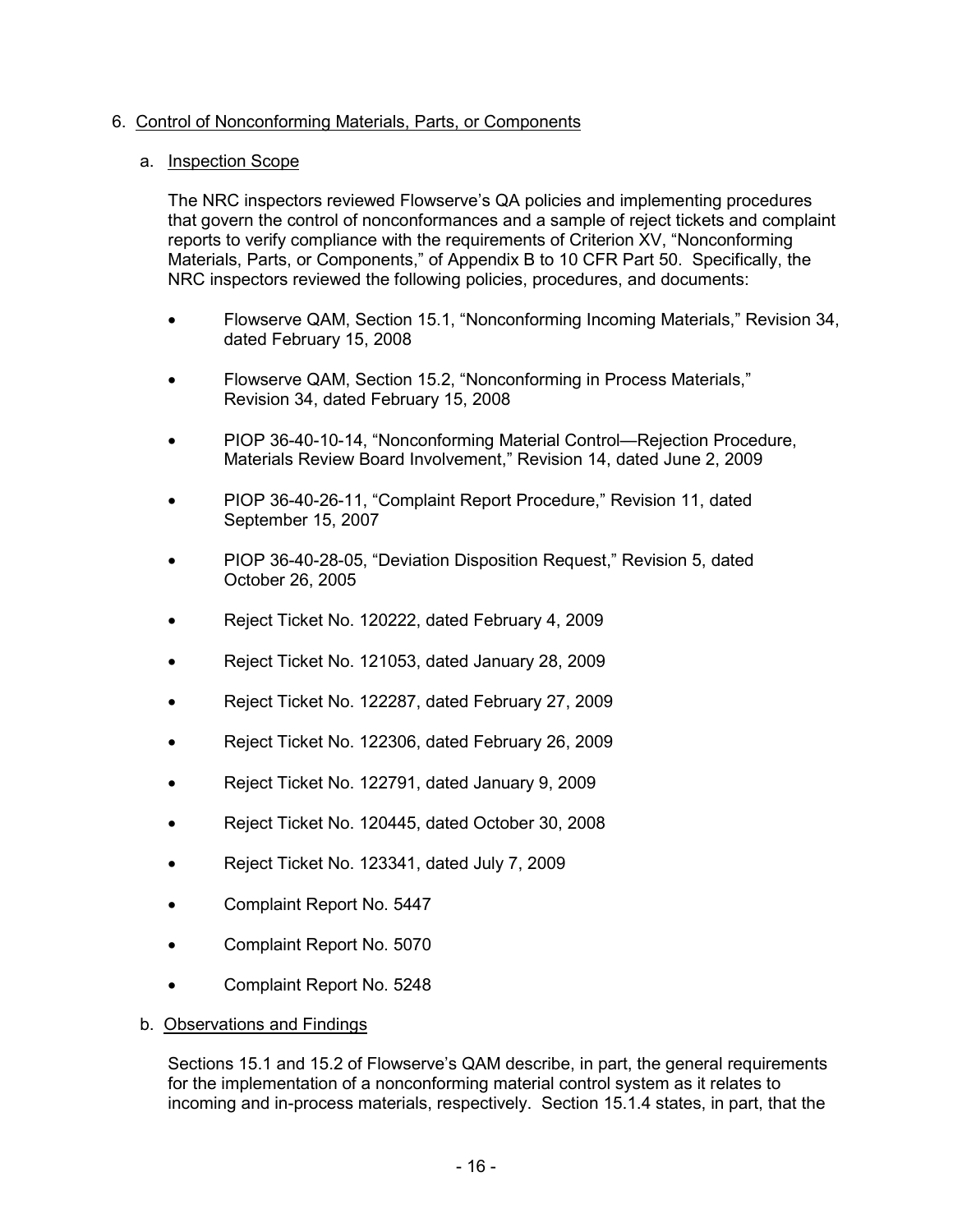6. Control of Nonconforming Materials, Parts, or Components

   a. Inspection Scope

   The NRC inspectors reviewed Flowserve's QA policies and implementing procedures that govern the control of nonconformances and a sample of reject tickets and complaint reports to verify compliance with the requirements of Criterion XV, "Nonconforming Materials, Parts, or Components," of Appendix B to 10 CFR Part 50. Specifically, the NRC inspectors reviewed the following policies, procedures, and documents:

   - Flowserve QAM, Section 15.1, "Nonconforming Incoming Materials," Revision 34, dated February 15, 2008
   - Flowserve QAM, Section 15.2, "Nonconforming in Process Materials," Revision 34, dated February 15, 2008
   - PIOP 36-40-10-14, "Nonconforming Material Control—Rejection Procedure, Materials Review Board Involvement," Revision 14, dated June 2, 2009
   - PIOP 36-40-26-11, "Complaint Report Procedure," Revision 11, dated September 15, 2007
   - PIOP 36-40-28-05, "Deviation Disposition Request," Revision 5, dated October 26, 2005
   - Reject Ticket No. 120222, dated February 4, 2009
   - Reject Ticket No. 121053, dated January 28, 2009
   - Reject Ticket No. 122287, dated February 27, 2009
   - Reject Ticket No. 122306, dated February 26, 2009
   - Reject Ticket No. 122791, dated January 9, 2009
   - Reject Ticket No. 120445, dated October 30, 2008
   - Reject Ticket No. 123341, dated July 7, 2009
   - Complaint Report No. 5447
   - Complaint Report No. 5070
   - Complaint Report No. 5248

   b. Observations and Findings

   Sections 15.1 and 15.2 of Flowserve's QAM describe, in part, the general requirements for the implementation of a nonconforming material control system as it relates to incoming and in-process materials, respectively. Section 15.1.4 states, in part, that the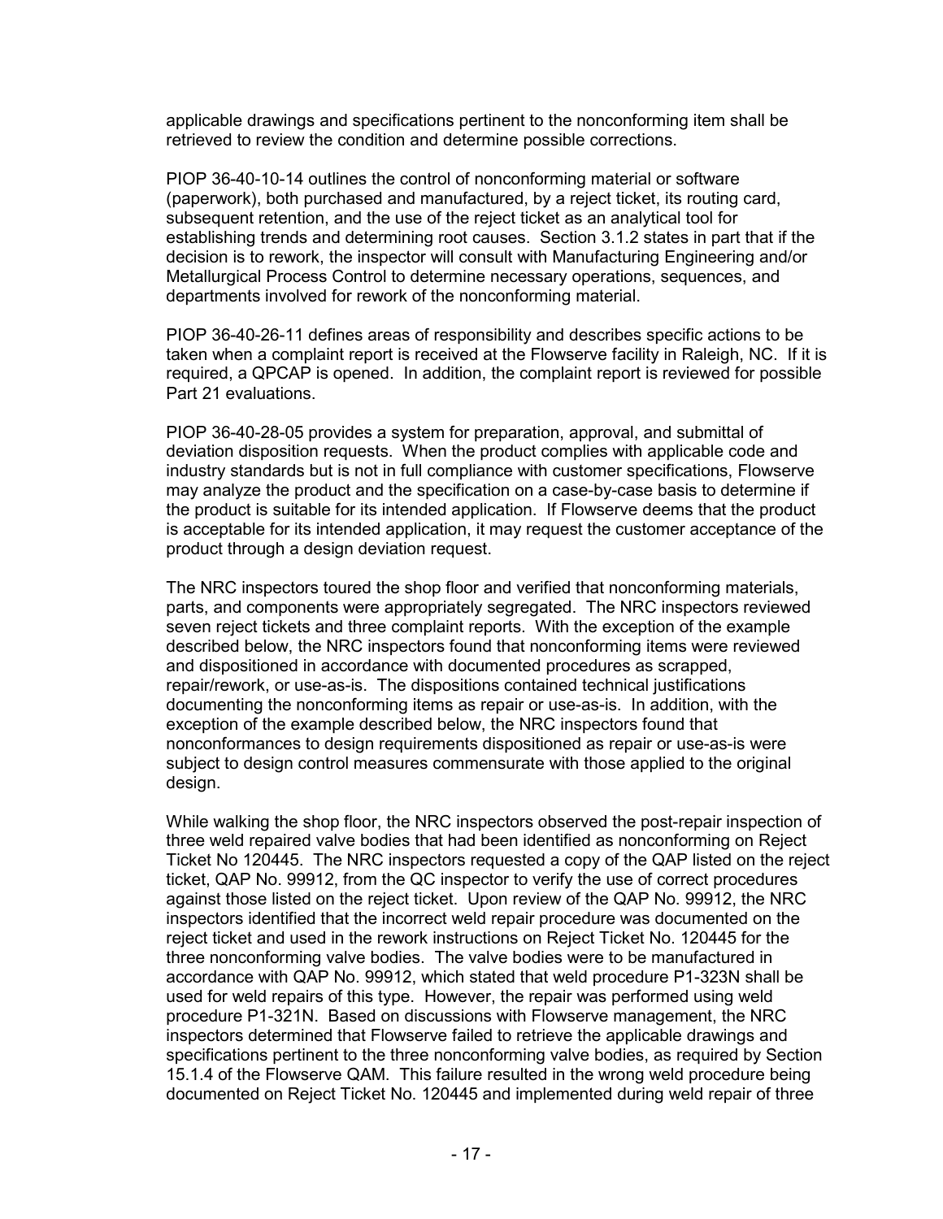applicable drawings and specifications pertinent to the nonconforming item shall be retrieved to review the condition and determine possible corrections.

PIOP 36-40-10-14 outlines the control of nonconforming material or software (paperwork), both purchased and manufactured, by a reject ticket, its routing card, subsequent retention, and the use of the reject ticket as an analytical tool for establishing trends and determining root causes. Section 3.1.2 states in part that if the decision is to rework, the inspector will consult with Manufacturing Engineering and/or Metallurgical Process Control to determine necessary operations, sequences, and departments involved for rework of the nonconforming material.

PIOP 36-40-26-11 defines areas of responsibility and describes specific actions to be taken when a complaint report is received at the Flowserve facility in Raleigh, NC. If it is required, a QPCAP is opened. In addition, the complaint report is reviewed for possible Part 21 evaluations.

PIOP 36-40-28-05 provides a system for preparation, approval, and submittal of deviation disposition requests. When the product complies with applicable code and industry standards but is not in full compliance with customer specifications, Flowserve may analyze the product and the specification on a case-by-case basis to determine if the product is suitable for its intended application. If Flowserve deems that the product is acceptable for its intended application, it may request the customer acceptance of the product through a design deviation request.

The NRC inspectors toured the shop floor and verified that nonconforming materials, parts, and components were appropriately segregated. The NRC inspectors reviewed seven reject tickets and three complaint reports. With the exception of the example described below, the NRC inspectors found that nonconforming items were reviewed and dispositioned in accordance with documented procedures as scrapped, repair/rework, or use-as-is. The dispositions contained technical justifications documenting the nonconforming items as repair or use-as-is. In addition, with the exception of the example described below, the NRC inspectors found that nonconformances to design requirements dispositioned as repair or use-as-is were subject to design control measures commensurate with those applied to the original design.

While walking the shop floor, the NRC inspectors observed the post-repair inspection of three weld repaired valve bodies that had been identified as nonconforming on Reject Ticket No 120445. The NRC inspectors requested a copy of the QAP listed on the reject ticket, QAP No. 99912, from the QC inspector to verify the use of correct procedures against those listed on the reject ticket. Upon review of the QAP No. 99912, the NRC inspectors identified that the incorrect weld repair procedure was documented on the reject ticket and used in the rework instructions on Reject Ticket No. 120445 for the three nonconforming valve bodies. The valve bodies were to be manufactured in accordance with QAP No. 99912, which stated that weld procedure P1-323N shall be used for weld repairs of this type. However, the repair was performed using weld procedure P1-321N. Based on discussions with Flowserve management, the NRC inspectors determined that Flowserve failed to retrieve the applicable drawings and specifications pertinent to the three nonconforming valve bodies, as required by Section 15.1.4 of the Flowserve QAM. This failure resulted in the wrong weld procedure being documented on Reject Ticket No. 120445 and implemented during weld repair of three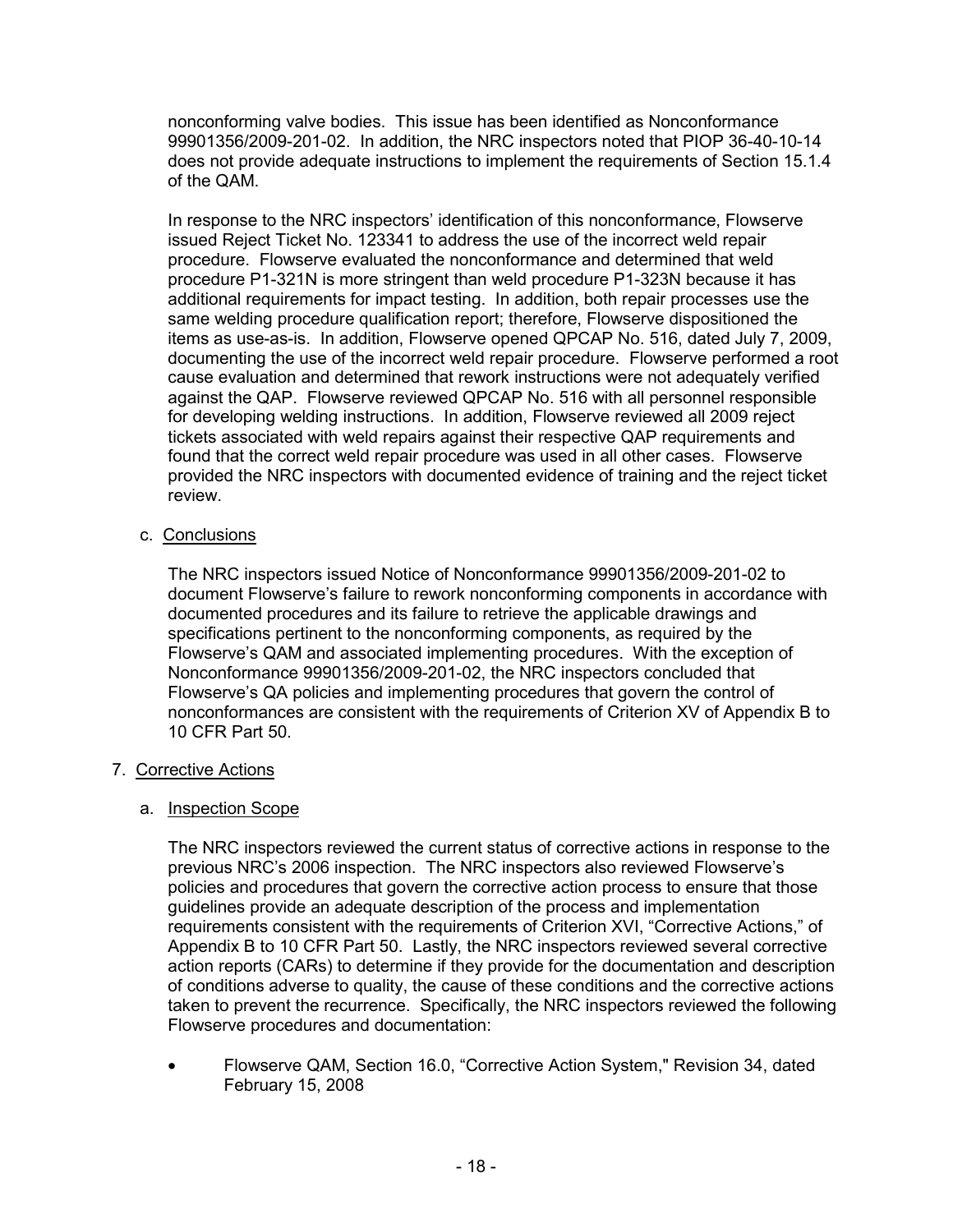nonconforming valve bodies. This issue has been identified as Nonconformance 99901356/2009-201-02. In addition, the NRC inspectors noted that PIOP 36-40-10-14 does not provide adequate instructions to implement the requirements of Section 15.1.4 of the QAM.

In response to the NRC inspectors' identification of this nonconformance, Flowserve issued Reject Ticket No. 123341 to address the use of the incorrect weld repair procedure. Flowserve evaluated the nonconformance and determined that weld procedure P1-321N is more stringent than weld procedure P1-323N because it has additional requirements for impact testing. In addition, both repair processes use the same welding procedure qualification report; therefore, Flowserve dispositioned the items as use-as-is. In addition, Flowserve opened QPCAP No. 516, dated July 7, 2009, documenting the use of the incorrect weld repair procedure. Flowserve performed a root cause evaluation and determined that rework instructions were not adequately verified against the QAP. Flowserve reviewed QPCAP No. 516 with all personnel responsible for developing welding instructions. In addition, Flowserve reviewed all 2009 reject tickets associated with weld repairs against their respective QAP requirements and found that the correct weld repair procedure was used in all other cases. Flowserve provided the NRC inspectors with documented evidence of training and the reject ticket review.

c. Conclusions

The NRC inspectors issued Notice of Nonconformance 99901356/2009-201-02 to document Flowserve's failure to rework nonconforming components in accordance with documented procedures and its failure to retrieve the applicable drawings and specifications pertinent to the nonconforming components, as required by the Flowserve's QAM and associated implementing procedures. With the exception of Nonconformance 99901356/2009-201-02, the NRC inspectors concluded that Flowserve's QA policies and implementing procedures that govern the control of nonconformances are consistent with the requirements of Criterion XV of Appendix B to 10 CFR Part 50.

## 7. Corrective Actions

a. Inspection Scope

The NRC inspectors reviewed the current status of corrective actions in response to the previous NRC's 2006 inspection. The NRC inspectors also reviewed Flowserve's policies and procedures that govern the corrective action process to ensure that those guidelines provide an adequate description of the process and implementation requirements consistent with the requirements of Criterion XVI, "Corrective Actions," of Appendix B to 10 CFR Part 50. Lastly, the NRC inspectors reviewed several corrective action reports (CARs) to determine if they provide for the documentation and description of conditions adverse to quality, the cause of these conditions and the corrective actions taken to prevent the recurrence. Specifically, the NRC inspectors reviewed the following Flowserve procedures and documentation:

- Flowserve QAM, Section 16.0, "Corrective Action System," Revision 34, dated February 15, 2008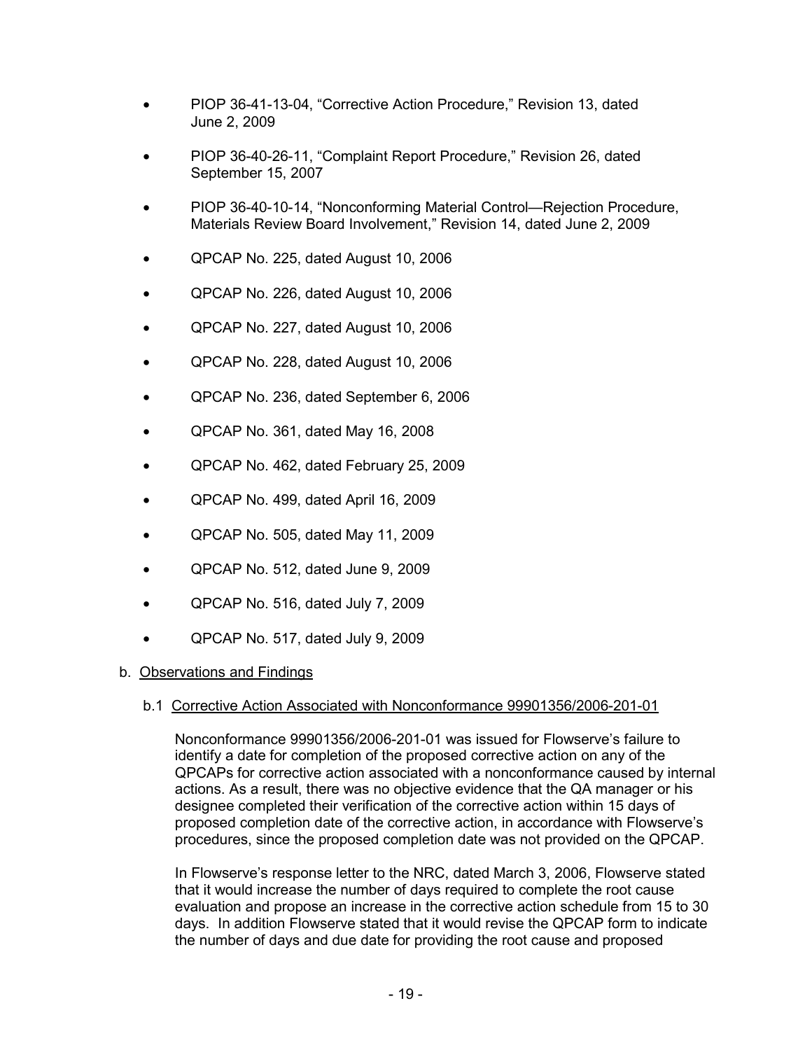- PIOP 36-41-13-04, “Corrective Action Procedure,” Revision 13, dated June 2, 2009
- PIOP 36-40-26-11, “Complaint Report Procedure,” Revision 26, dated September 15, 2007
- PIOP 36-40-10-14, “Nonconforming Material Control—Rejection Procedure, Materials Review Board Involvement,” Revision 14, dated June 2, 2009
- QPCAP No. 225, dated August 10, 2006
- QPCAP No. 226, dated August 10, 2006
- QPCAP No. 227, dated August 10, 2006
- QPCAP No. 228, dated August 10, 2006
- QPCAP No. 236, dated September 6, 2006
- QPCAP No. 361, dated May 16, 2008
- QPCAP No. 462, dated February 25, 2009
- QPCAP No. 499, dated April 16, 2009
- QPCAP No. 505, dated May 11, 2009
- QPCAP No. 512, dated June 9, 2009
- QPCAP No. 516, dated July 7, 2009
- QPCAP No. 517, dated July 9, 2009

b. Observations and Findings

b.1 Corrective Action Associated with Nonconformance 99901356/2006-201-01

Nonconformance 99901356/2006-201-01 was issued for Flowserve’s failure to identify a date for completion of the proposed corrective action on any of the QPCAPs for corrective action associated with a nonconformance caused by internal actions. As a result, there was no objective evidence that the QA manager or his designee completed their verification of the corrective action within 15 days of proposed completion date of the corrective action, in accordance with Flowserve’s procedures, since the proposed completion date was not provided on the QPCAP.

In Flowserve’s response letter to the NRC, dated March 3, 2006, Flowserve stated that it would increase the number of days required to complete the root cause evaluation and propose an increase in the corrective action schedule from 15 to 30 days. In addition Flowserve stated that it would revise the QPCAP form to indicate the number of days and due date for providing the root cause and proposed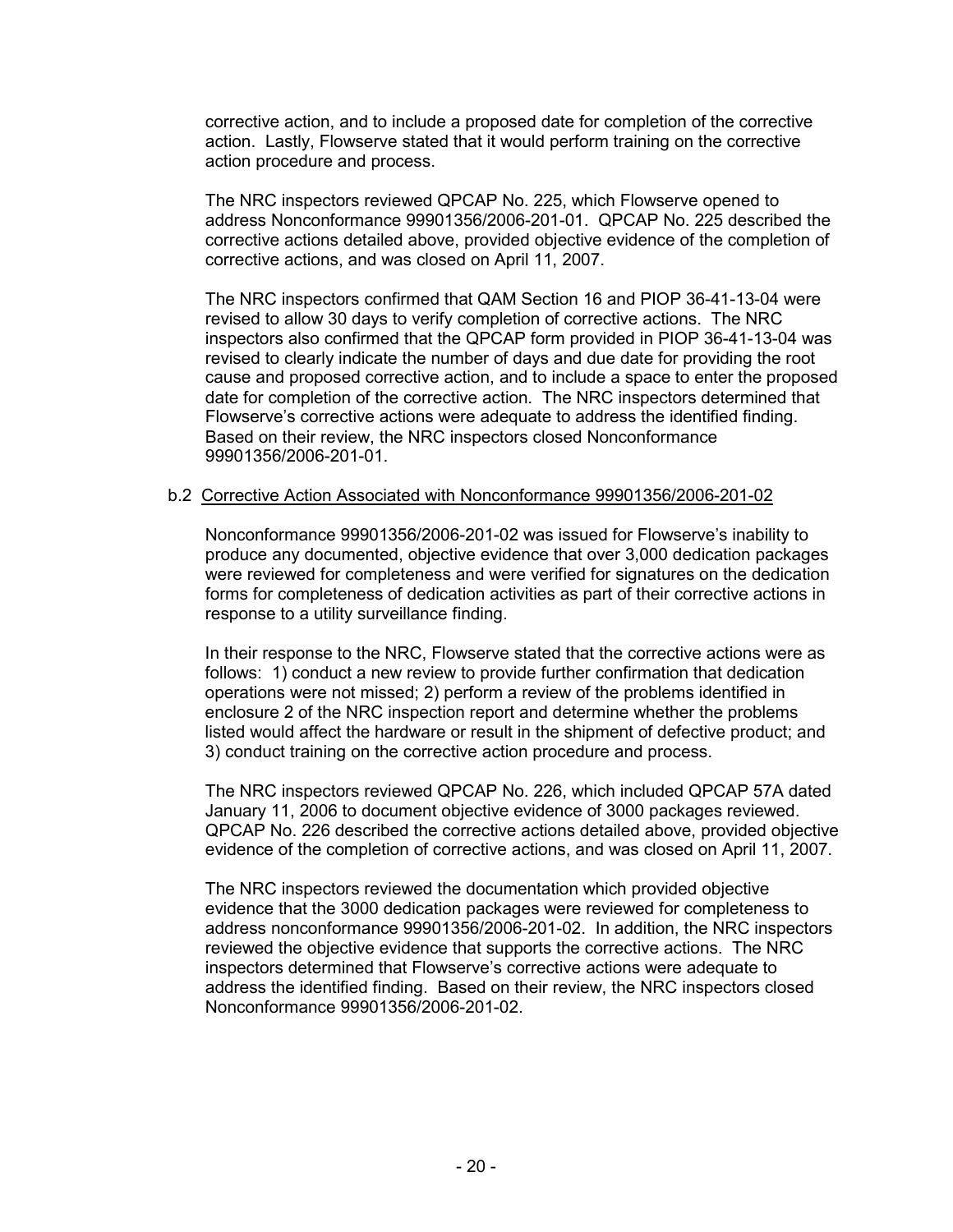corrective action, and to include a proposed date for completion of the corrective action. Lastly, Flowserve stated that it would perform training on the corrective action procedure and process.

The NRC inspectors reviewed QPCAP No. 225, which Flowserve opened to address Nonconformance 99901356/2006-201-01. QPCAP No. 225 described the corrective actions detailed above, provided objective evidence of the completion of corrective actions, and was closed on April 11, 2007.

The NRC inspectors confirmed that QAM Section 16 and PIOP 36-41-13-04 were revised to allow 30 days to verify completion of corrective actions. The NRC inspectors also confirmed that the QPCAP form provided in PIOP 36-41-13-04 was revised to clearly indicate the number of days and due date for providing the root cause and proposed corrective action, and to include a space to enter the proposed date for completion of the corrective action. The NRC inspectors determined that Flowserve's corrective actions were adequate to address the identified finding. Based on their review, the NRC inspectors closed Nonconformance 99901356/2006-201-01.

b.2 Corrective Action Associated with Nonconformance 99901356/2006-201-02

Nonconformance 99901356/2006-201-02 was issued for Flowserve's inability to produce any documented, objective evidence that over 3,000 dedication packages were reviewed for completeness and were verified for signatures on the dedication forms for completeness of dedication activities as part of their corrective actions in response to a utility surveillance finding.

In their response to the NRC, Flowserve stated that the corrective actions were as follows: 1) conduct a new review to provide further confirmation that dedication operations were not missed; 2) perform a review of the problems identified in enclosure 2 of the NRC inspection report and determine whether the problems listed would affect the hardware or result in the shipment of defective product; and 3) conduct training on the corrective action procedure and process.

The NRC inspectors reviewed QPCAP No. 226, which included QPCAP 57A dated January 11, 2006 to document objective evidence of 3000 packages reviewed. QPCAP No. 226 described the corrective actions detailed above, provided objective evidence of the completion of corrective actions, and was closed on April 11, 2007.

The NRC inspectors reviewed the documentation which provided objective evidence that the 3000 dedication packages were reviewed for completeness to address nonconformance 99901356/2006-201-02. In addition, the NRC inspectors reviewed the objective evidence that supports the corrective actions. The NRC inspectors determined that Flowserve's corrective actions were adequate to address the identified finding. Based on their review, the NRC inspectors closed Nonconformance 99901356/2006-201-02.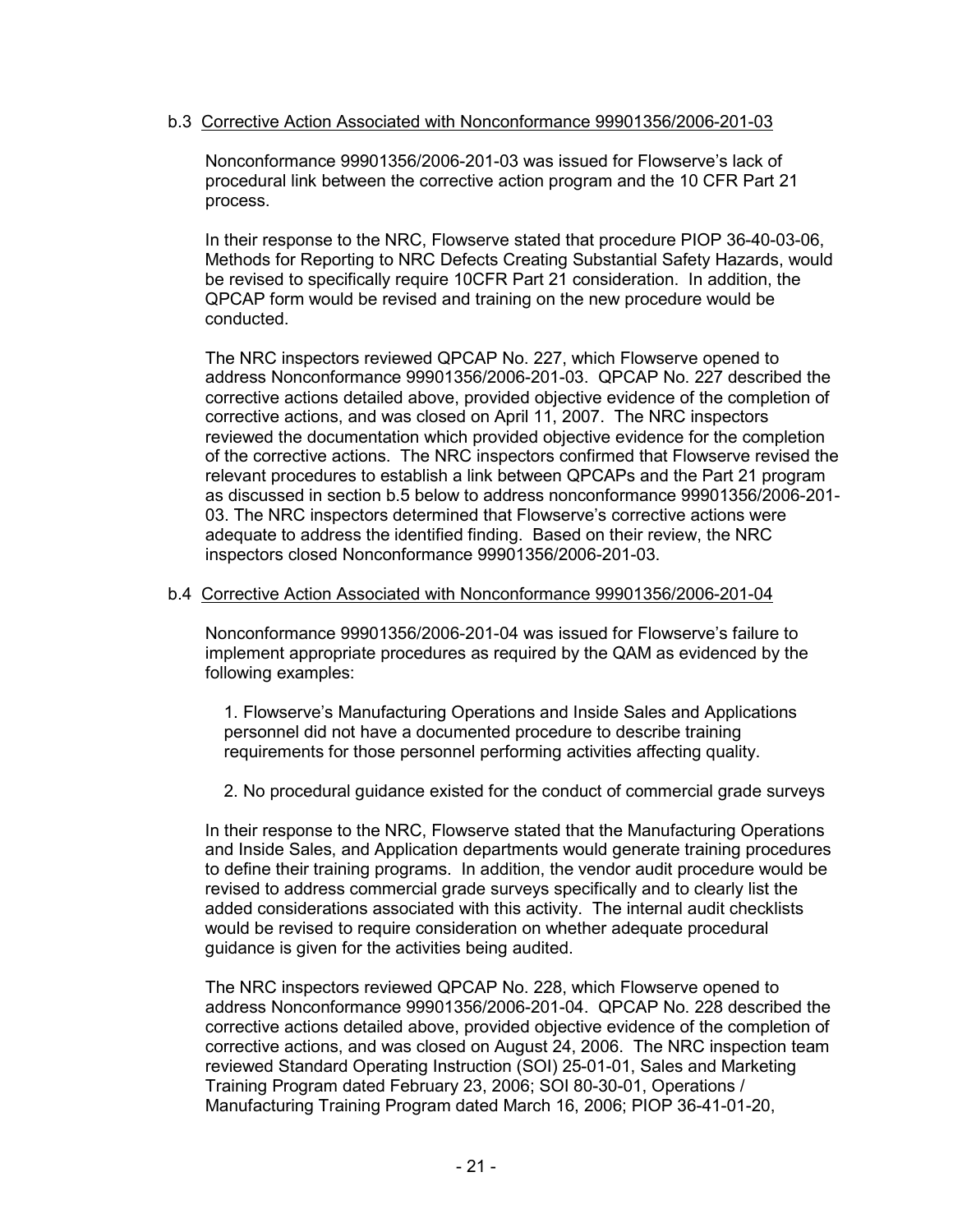b.3 Corrective Action Associated with Nonconformance 99901356/2006-201-03

Nonconformance 99901356/2006-201-03 was issued for Flowserve's lack of procedural link between the corrective action program and the 10 CFR Part 21 process.

In their response to the NRC, Flowserve stated that procedure PIOP 36-40-03-06, Methods for Reporting to NRC Defects Creating Substantial Safety Hazards, would be revised to specifically require 10CFR Part 21 consideration. In addition, the QPCAP form would be revised and training on the new procedure would be conducted.

The NRC inspectors reviewed QPCAP No. 227, which Flowserve opened to address Nonconformance 99901356/2006-201-03. QPCAP No. 227 described the corrective actions detailed above, provided objective evidence of the completion of corrective actions, and was closed on April 11, 2007. The NRC inspectors reviewed the documentation which provided objective evidence for the completion of the corrective actions. The NRC inspectors confirmed that Flowserve revised the relevant procedures to establish a link between QPCAPs and the Part 21 program as discussed in section b.5 below to address nonconformance 99901356/2006-201-03. The NRC inspectors determined that Flowserve's corrective actions were adequate to address the identified finding. Based on their review, the NRC inspectors closed Nonconformance 99901356/2006-201-03.

b.4 Corrective Action Associated with Nonconformance 99901356/2006-201-04

Nonconformance 99901356/2006-201-04 was issued for Flowserve's failure to implement appropriate procedures as required by the QAM as evidenced by the following examples:

1. Flowserve's Manufacturing Operations and Inside Sales and Applications personnel did not have a documented procedure to describe training requirements for those personnel performing activities affecting quality.

2. No procedural guidance existed for the conduct of commercial grade surveys

In their response to the NRC, Flowserve stated that the Manufacturing Operations and Inside Sales, and Application departments would generate training procedures to define their training programs. In addition, the vendor audit procedure would be revised to address commercial grade surveys specifically and to clearly list the added considerations associated with this activity. The internal audit checklists would be revised to require consideration on whether adequate procedural guidance is given for the activities being audited.

The NRC inspectors reviewed QPCAP No. 228, which Flowserve opened to address Nonconformance 99901356/2006-201-04. QPCAP No. 228 described the corrective actions detailed above, provided objective evidence of the completion of corrective actions, and was closed on August 24, 2006. The NRC inspection team reviewed Standard Operating Instruction (SOI) 25-01-01, Sales and Marketing Training Program dated February 23, 2006; SOI 80-30-01, Operations / Manufacturing Training Program dated March 16, 2006; PIOP 36-41-01-20,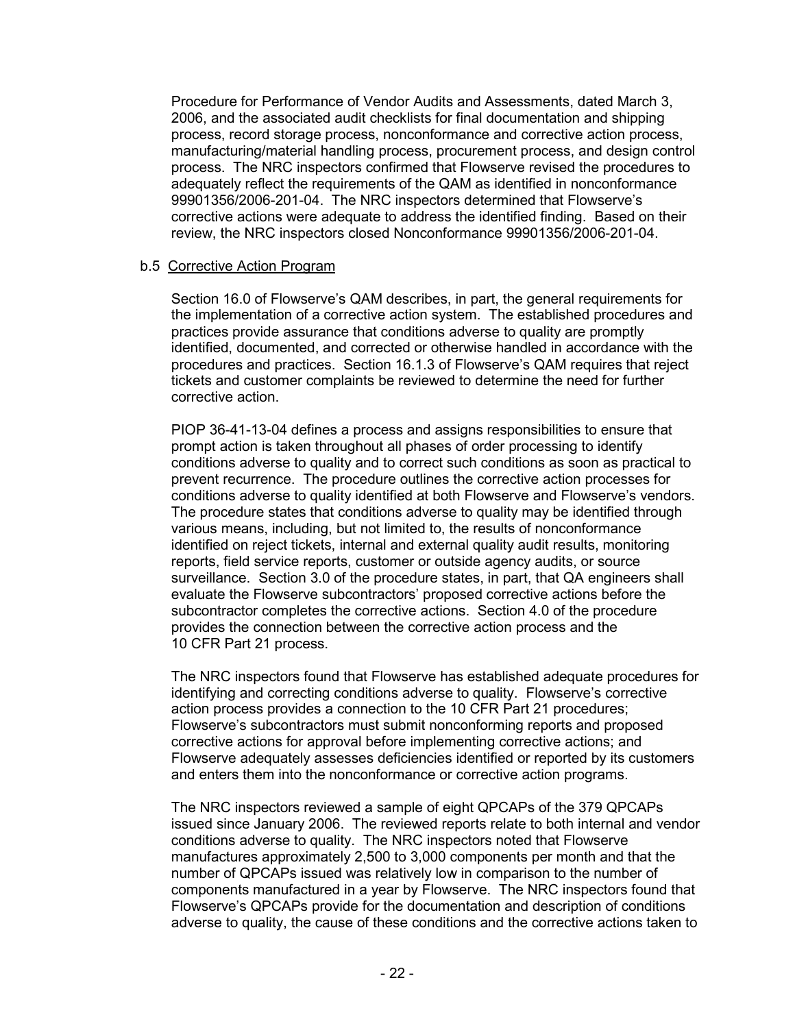Procedure for Performance of Vendor Audits and Assessments, dated March 3, 2006, and the associated audit checklists for final documentation and shipping process, record storage process, nonconformance and corrective action process, manufacturing/material handling process, procurement process, and design control process. The NRC inspectors confirmed that Flowserve revised the procedures to adequately reflect the requirements of the QAM as identified in nonconformance 99901356/2006-201-04. The NRC inspectors determined that Flowserve's corrective actions were adequate to address the identified finding. Based on their review, the NRC inspectors closed Nonconformance 99901356/2006-201-04.

b.5 Corrective Action Program

Section 16.0 of Flowserve's QAM describes, in part, the general requirements for the implementation of a corrective action system. The established procedures and practices provide assurance that conditions adverse to quality are promptly identified, documented, and corrected or otherwise handled in accordance with the procedures and practices. Section 16.1.3 of Flowserve's QAM requires that reject tickets and customer complaints be reviewed to determine the need for further corrective action.

PIOP 36-41-13-04 defines a process and assigns responsibilities to ensure that prompt action is taken throughout all phases of order processing to identify conditions adverse to quality and to correct such conditions as soon as practical to prevent recurrence. The procedure outlines the corrective action processes for conditions adverse to quality identified at both Flowserve and Flowserve's vendors. The procedure states that conditions adverse to quality may be identified through various means, including, but not limited to, the results of nonconformance identified on reject tickets, internal and external quality audit results, monitoring reports, field service reports, customer or outside agency audits, or source surveillance. Section 3.0 of the procedure states, in part, that QA engineers shall evaluate the Flowserve subcontractors' proposed corrective actions before the subcontractor completes the corrective actions. Section 4.0 of the procedure provides the connection between the corrective action process and the 10 CFR Part 21 process.

The NRC inspectors found that Flowserve has established adequate procedures for identifying and correcting conditions adverse to quality. Flowserve's corrective action process provides a connection to the 10 CFR Part 21 procedures; Flowserve's subcontractors must submit nonconforming reports and proposed corrective actions for approval before implementing corrective actions; and Flowserve adequately assesses deficiencies identified or reported by its customers and enters them into the nonconformance or corrective action programs.

The NRC inspectors reviewed a sample of eight QPCAPs of the 379 QPCAPs issued since January 2006. The reviewed reports relate to both internal and vendor conditions adverse to quality. The NRC inspectors noted that Flowserve manufactures approximately 2,500 to 3,000 components per month and that the number of QPCAPs issued was relatively low in comparison to the number of components manufactured in a year by Flowserve. The NRC inspectors found that Flowserve's QPCAPs provide for the documentation and description of conditions adverse to quality, the cause of these conditions and the corrective actions taken to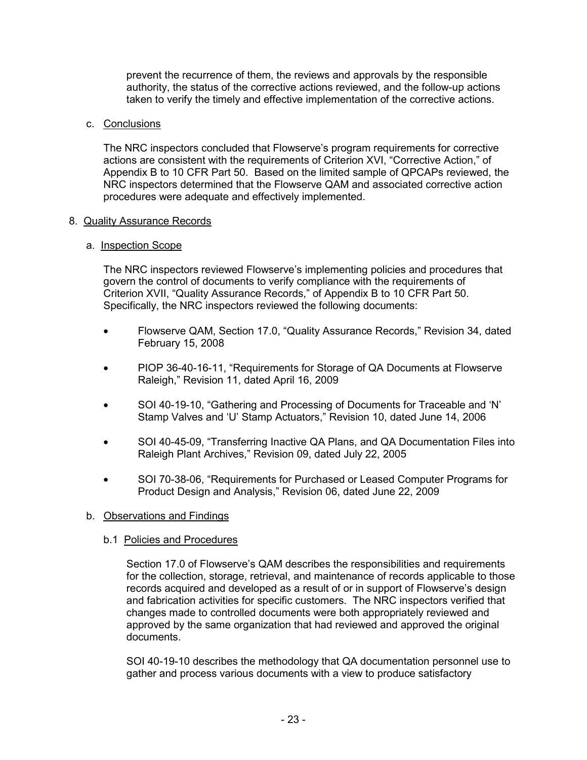prevent the recurrence of them, the reviews and approvals by the responsible authority, the status of the corrective actions reviewed, and the follow-up actions taken to verify the timely and effective implementation of the corrective actions.

c. Conclusions

The NRC inspectors concluded that Flowserve's program requirements for corrective actions are consistent with the requirements of Criterion XVI, "Corrective Action," of Appendix B to 10 CFR Part 50. Based on the limited sample of QPCAPs reviewed, the NRC inspectors determined that the Flowserve QAM and associated corrective action procedures were adequate and effectively implemented.

8. Quality Assurance Records

a. Inspection Scope

The NRC inspectors reviewed Flowserve's implementing policies and procedures that govern the control of documents to verify compliance with the requirements of Criterion XVII, "Quality Assurance Records," of Appendix B to 10 CFR Part 50. Specifically, the NRC inspectors reviewed the following documents:

- Flowserve QAM, Section 17.0, "Quality Assurance Records," Revision 34, dated February 15, 2008
- PIOP 36-40-16-11, "Requirements for Storage of QA Documents at Flowserve Raleigh," Revision 11, dated April 16, 2009
- SOI 40-19-10, "Gathering and Processing of Documents for Traceable and 'N' Stamp Valves and 'U' Stamp Actuators," Revision 10, dated June 14, 2006
- SOI 40-45-09, "Transferring Inactive QA Plans, and QA Documentation Files into Raleigh Plant Archives," Revision 09, dated July 22, 2005
- SOI 70-38-06, "Requirements for Purchased or Leased Computer Programs for Product Design and Analysis," Revision 06, dated June 22, 2009

b. Observations and Findings

b.1 Policies and Procedures

Section 17.0 of Flowserve's QAM describes the responsibilities and requirements for the collection, storage, retrieval, and maintenance of records applicable to those records acquired and developed as a result of or in support of Flowserve's design and fabrication activities for specific customers. The NRC inspectors verified that changes made to controlled documents were both appropriately reviewed and approved by the same organization that had reviewed and approved the original documents.

SOI 40-19-10 describes the methodology that QA documentation personnel use to gather and process various documents with a view to produce satisfactory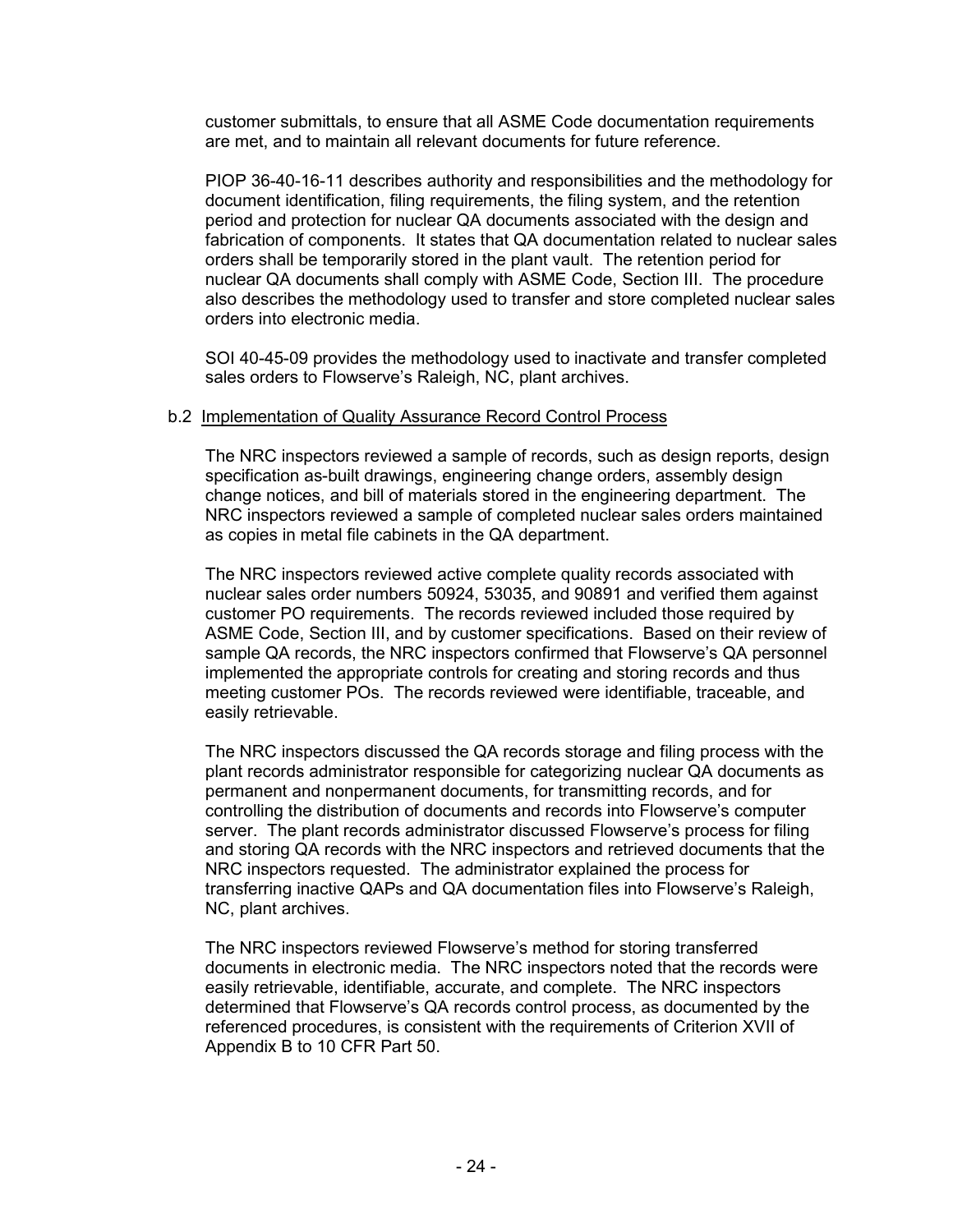customer submittals, to ensure that all ASME Code documentation requirements are met, and to maintain all relevant documents for future reference.

PIOP 36-40-16-11 describes authority and responsibilities and the methodology for document identification, filing requirements, the filing system, and the retention period and protection for nuclear QA documents associated with the design and fabrication of components. It states that QA documentation related to nuclear sales orders shall be temporarily stored in the plant vault. The retention period for nuclear QA documents shall comply with ASME Code, Section III. The procedure also describes the methodology used to transfer and store completed nuclear sales orders into electronic media.

SOI 40-45-09 provides the methodology used to inactivate and transfer completed sales orders to Flowserve's Raleigh, NC, plant archives.

b.2 Implementation of Quality Assurance Record Control Process

The NRC inspectors reviewed a sample of records, such as design reports, design specification as-built drawings, engineering change orders, assembly design change notices, and bill of materials stored in the engineering department. The NRC inspectors reviewed a sample of completed nuclear sales orders maintained as copies in metal file cabinets in the QA department.

The NRC inspectors reviewed active complete quality records associated with nuclear sales order numbers 50924, 53035, and 90891 and verified them against customer PO requirements. The records reviewed included those required by ASME Code, Section III, and by customer specifications. Based on their review of sample QA records, the NRC inspectors confirmed that Flowserve's QA personnel implemented the appropriate controls for creating and storing records and thus meeting customer POs. The records reviewed were identifiable, traceable, and easily retrievable.

The NRC inspectors discussed the QA records storage and filing process with the plant records administrator responsible for categorizing nuclear QA documents as permanent and nonpermanent documents, for transmitting records, and for controlling the distribution of documents and records into Flowserve's computer server. The plant records administrator discussed Flowserve's process for filing and storing QA records with the NRC inspectors and retrieved documents that the NRC inspectors requested. The administrator explained the process for transferring inactive QAPs and QA documentation files into Flowserve's Raleigh, NC, plant archives.

The NRC inspectors reviewed Flowserve's method for storing transferred documents in electronic media. The NRC inspectors noted that the records were easily retrievable, identifiable, accurate, and complete. The NRC inspectors determined that Flowserve's QA records control process, as documented by the referenced procedures, is consistent with the requirements of Criterion XVII of Appendix B to 10 CFR Part 50.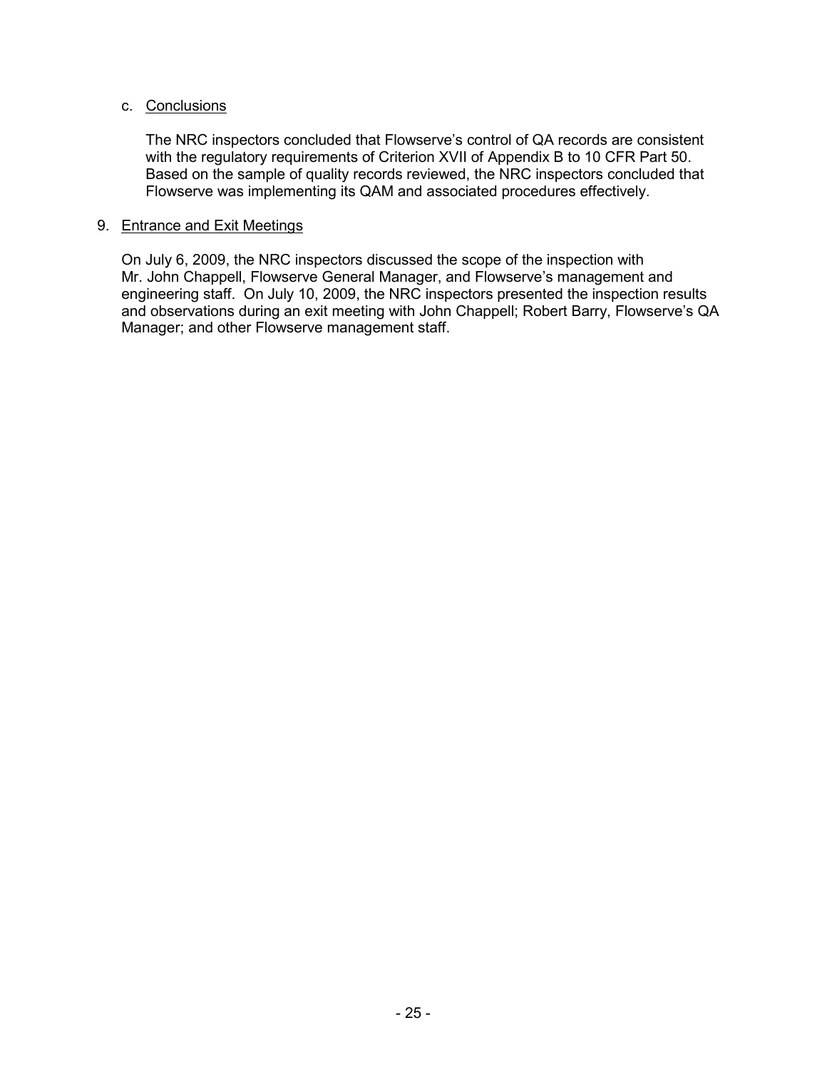c. Conclusions

The NRC inspectors concluded that Flowserve's control of QA records are consistent with the regulatory requirements of Criterion XVII of Appendix B to 10 CFR Part 50. Based on the sample of quality records reviewed, the NRC inspectors concluded that Flowserve was implementing its QAM and associated procedures effectively.

9. Entrance and Exit Meetings

On July 6, 2009, the NRC inspectors discussed the scope of the inspection with Mr. John Chappell, Flowserve General Manager, and Flowserve's management and engineering staff. On July 10, 2009, the NRC inspectors presented the inspection results and observations during an exit meeting with John Chappell; Robert Barry, Flowserve's QA Manager; and other Flowserve management staff.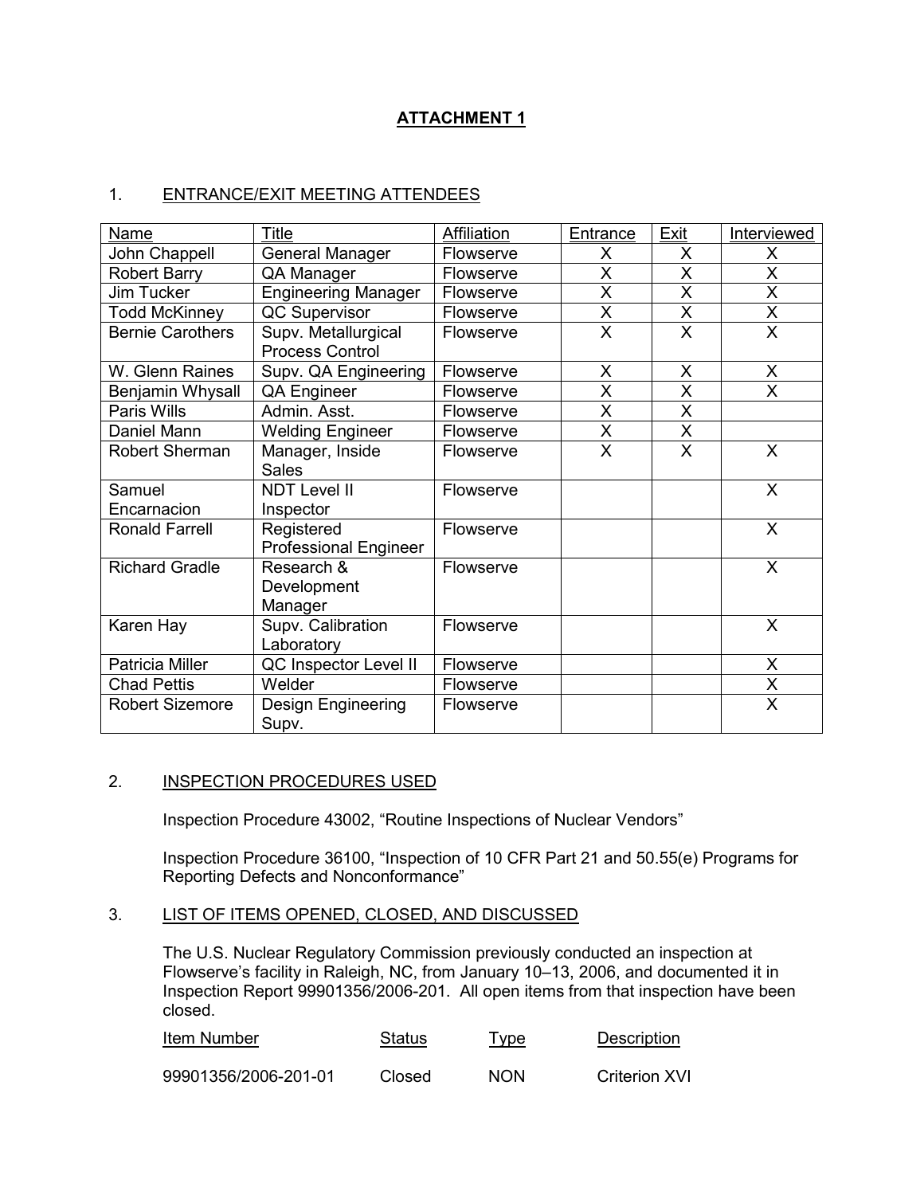# ATTACHMENT 1

## 1. ENTRANCE/EXIT MEETING ATTENDEES

| Name | Title | Affiliation | Entrance | Exit | Interviewed |
|---|---|---|---|---|---|
| John Chappell | General Manager | Flowserve | X | X | X |
| Robert Barry | QA Manager | Flowserve | X | X | X |
| Jim Tucker | Engineering Manager | Flowserve | X | X | X |
| Todd McKinney | QC Supervisor | Flowserve | X | X | X |
| Bernie Carothers | Supv. Metallurgical Process Control | Flowserve | X | X | X |
| W. Glenn Raines | Supv. QA Engineering | Flowserve | X | X | X |
| Benjamin Whysall | QA Engineer | Flowserve | X | X | X |
| Paris Wills | Admin. Asst. | Flowserve | X | X | |
| Daniel Mann | Welding Engineer | Flowserve | X | X | |
| Robert Sherman | Manager, Inside Sales | Flowserve | X | X | X |
| Samuel Encarnacion | NDT Level II Inspector | Flowserve | | | X |
| Ronald Farrell | Registered Professional Engineer | Flowserve | | | X |
| Richard Gradle | Research & Development Manager | Flowserve | | | X |
| Karen Hay | Supv. Calibration Laboratory | Flowserve | | | X |
| Patricia Miller | QC Inspector Level II | Flowserve | | | X |
| Chad Pettis | Welder | Flowserve | | | X |
| Robert Sizemore | Design Engineering Supv. | Flowserve | | | X |

## 2. INSPECTION PROCEDURES USED

Inspection Procedure 43002, “Routine Inspections of Nuclear Vendors”

Inspection Procedure 36100, “Inspection of 10 CFR Part 21 and 50.55(e) Programs for Reporting Defects and Nonconformance”

## 3. LIST OF ITEMS OPENED, CLOSED, AND DISCUSSED

The U.S. Nuclear Regulatory Commission previously conducted an inspection at Flowserve’s facility in Raleigh, NC, from January 10–13, 2006, and documented it in Inspection Report 99901356/2006-201. All open items from that inspection have been closed.

| Item Number | Status | Type | Description |
|---|---|---|---|
| 99901356/2006-201-01 | Closed | NON | Criterion XVI |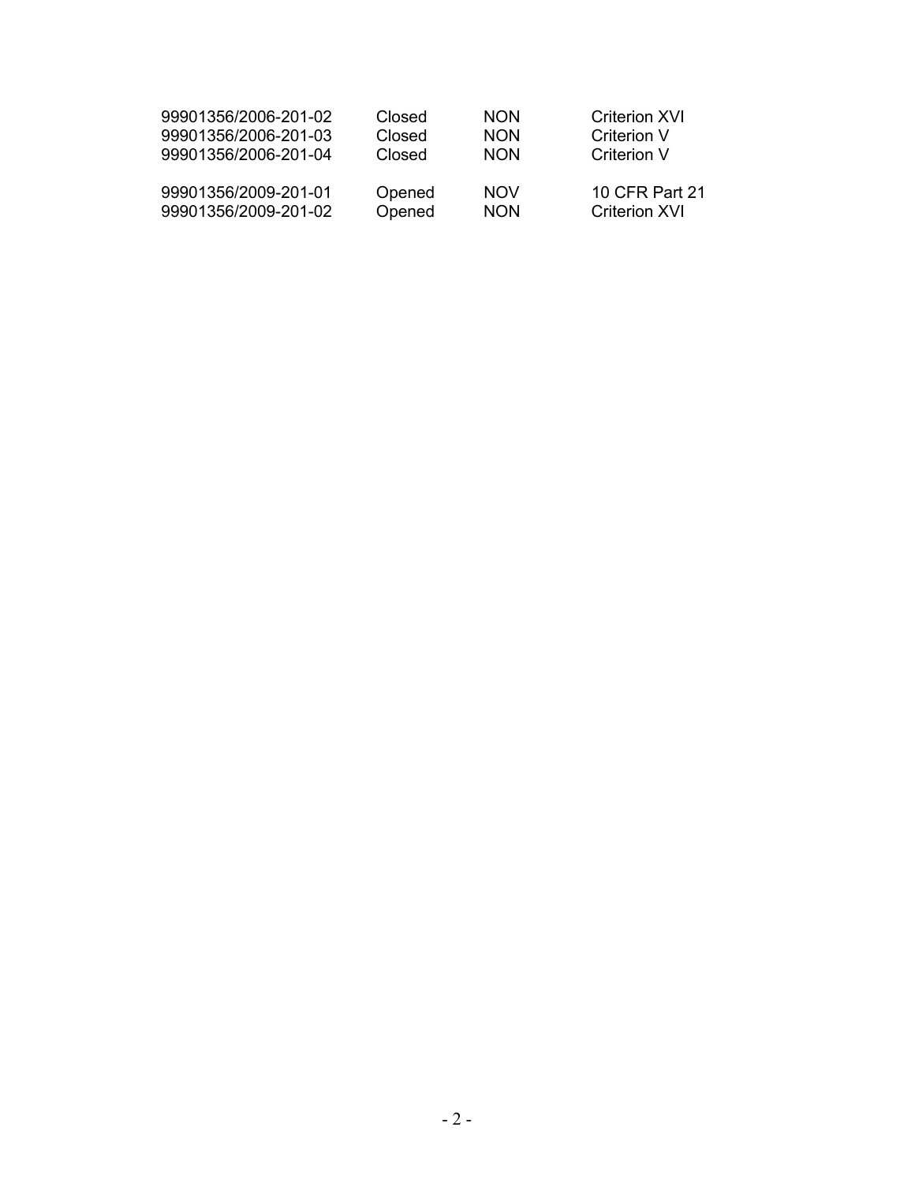| | | | |
|---|---|---|---|
| 99901356/2006-201-02 | Closed | NON | Criterion XVI |
| 99901356/2006-201-03 | Closed | NON | Criterion V |
| 99901356/2006-201-04 | Closed | NON | Criterion V |
| | | | |
| 99901356/2009-201-01 | Opened | NOV | 10 CFR Part 21 |
| 99901356/2009-201-02 | Opened | NON | Criterion XVI |